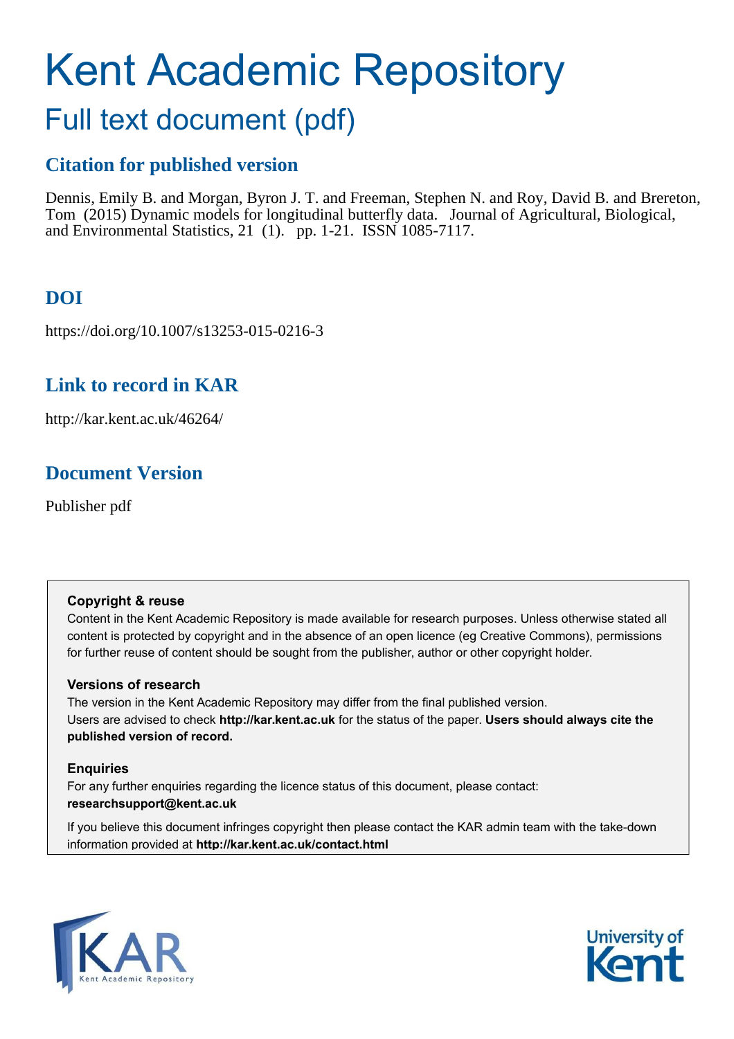# Kent Academic Repository

## Full text document (pdf)

### Citation for published version

Dennis, Emily B. and Morgan, Byron J. T. and Freeman, Stephen N. and Roy, David B. and Brereton, Tom (2015) Dynamic models for longitudinal butterfly data. Journal of Agricultural, Biological, and Environmental Statistics, 21 (1). pp. 1-21. ISSN 1085-7117.

### DOI

https://doi.org/10.1007/s13253-015-0216-3

### Link to record in KAR

http://kar.kent.ac.uk/46264/

### Document Version

Publisher pdf

**Copyright & reuse**

Content in the Kent Academic Repository is made available for research purposes. Unless otherwise stated all content is protected by copyright and in the absence of an open licence (eg Creative Commons), permissions for further reuse of content should be sought from the publisher, author or other copyright holder.

**Versions of research**

The version in the Kent Academic Repository may differ from the final published version. Users are advised to check **http://kar.kent.ac.uk** for the status of the paper. **Users should always cite the published version of record.**

**Enquiries**

For any further enquiries regarding the licence status of this document, please contact: **researchsupport@kent.ac.uk**

If you believe this document infringes copyright then please contact the KAR admin team with the take-down information provided at **http://kar.kent.ac.uk/contact.html**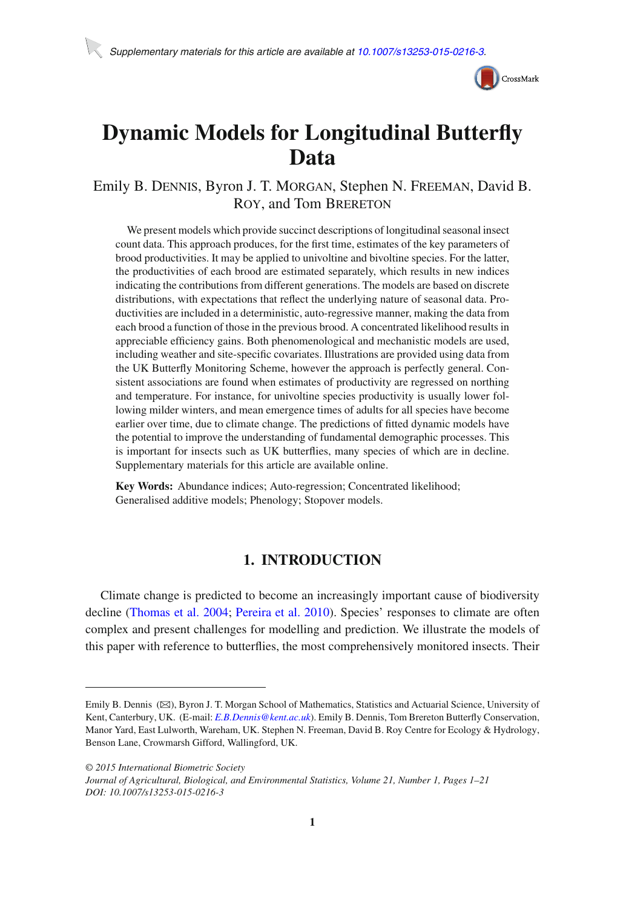Supplementary materials for this article are available at 10.1007/s13253-015-0216-3.

# Dynamic Models for Longitudinal Butterfly Data

Emily B. Dennis, Byron J. T. Morgan, Stephen N. Freeman, David B. Roy, and Tom Brereton

We present models which provide succinct descriptions of longitudinal seasonal insect count data. This approach produces, for the first time, estimates of the key parameters of brood productivities. It may be applied to univoltine and bivoltine species. For the latter, the productivities of each brood are estimated separately, which results in new indices indicating the contributions from different generations. The models are based on discrete distributions, with expectations that reflect the underlying nature of seasonal data. Productivities are included in a deterministic, auto-regressive manner, making the data from each brood a function of those in the previous brood. A concentrated likelihood results in appreciable efficiency gains. Both phenomenological and mechanistic models are used, including weather and site-specific covariates. Illustrations are provided using data from the UK Butterfly Monitoring Scheme, however the approach is perfectly general. Consistent associations are found when estimates of productivity are regressed on northing and temperature. For instance, for univoltine species productivity is usually lower following milder winters, and mean emergence times of adults for all species have become earlier over time, due to climate change. The predictions of fitted dynamic models have the potential to improve the understanding of fundamental demographic processes. This is important for insects such as UK butterflies, many species of which are in decline. Supplementary materials for this article are available online.

**Key Words:** Abundance indices; Auto-regression; Concentrated likelihood; Generalised additive models; Phenology; Stopover models.

## 1. INTRODUCTION

Climate change is predicted to become an increasingly important cause of biodiversity decline (Thomas et al. 2004; Pereira et al. 2010). Species' responses to climate are often complex and present challenges for modelling and prediction. We illustrate the models of this paper with reference to butterflies, the most comprehensively monitored insects. Their

---

Emily B. Dennis (✉), Byron J. T. Morgan School of Mathematics, Statistics and Actuarial Science, University of Kent, Canterbury, UK. (E-mail: *E.B.Dennis@kent.ac.uk*). Emily B. Dennis, Tom Brereton Butterfly Conservation, Manor Yard, East Lulworth, Wareham, UK. Stephen N. Freeman, David B. Roy Centre for Ecology & Hydrology, Benson Lane, Crowmarsh Gifford, Wallingford, UK.

*© 2015 International Biometric Society*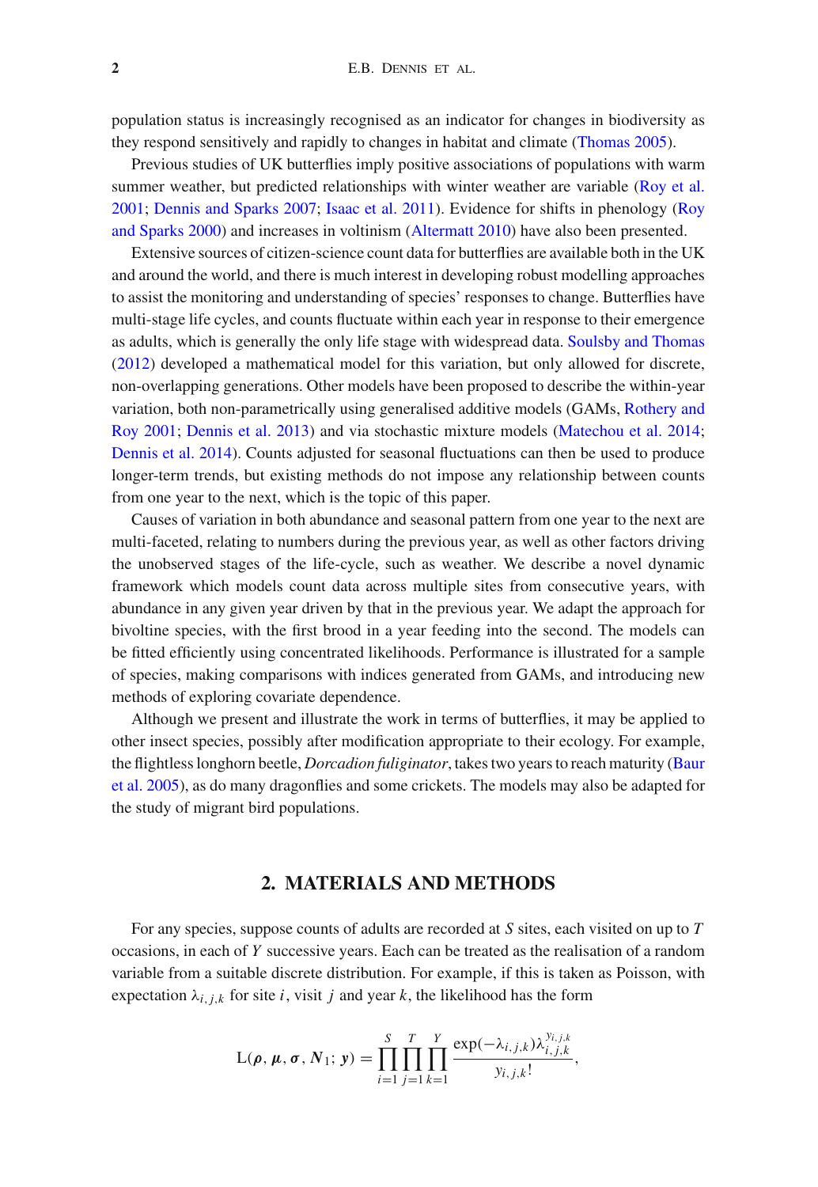population status is increasingly recognised as an indicator for changes in biodiversity as they respond sensitively and rapidly to changes in habitat and climate (Thomas 2005).

Previous studies of UK butterflies imply positive associations of populations with warm summer weather, but predicted relationships with winter weather are variable (Roy et al. 2001; Dennis and Sparks 2007; Isaac et al. 2011). Evidence for shifts in phenology (Roy and Sparks 2000) and increases in voltinism (Altermatt 2010) have also been presented.

Extensive sources of citizen-science count data for butterflies are available both in the UK and around the world, and there is much interest in developing robust modelling approaches to assist the monitoring and understanding of species' responses to change. Butterflies have multi-stage life cycles, and counts fluctuate within each year in response to their emergence as adults, which is generally the only life stage with widespread data. Soulsby and Thomas (2012) developed a mathematical model for this variation, but only allowed for discrete, non-overlapping generations. Other models have been proposed to describe the within-year variation, both non-parametrically using generalised additive models (GAMs, Rothery and Roy 2001; Dennis et al. 2013) and via stochastic mixture models (Matechou et al. 2014; Dennis et al. 2014). Counts adjusted for seasonal fluctuations can then be used to produce longer-term trends, but existing methods do not impose any relationship between counts from one year to the next, which is the topic of this paper.

Causes of variation in both abundance and seasonal pattern from one year to the next are multi-faceted, relating to numbers during the previous year, as well as other factors driving the unobserved stages of the life-cycle, such as weather. We describe a novel dynamic framework which models count data across multiple sites from consecutive years, with abundance in any given year driven by that in the previous year. We adapt the approach for bivoltine species, with the first brood in a year feeding into the second. The models can be fitted efficiently using concentrated likelihoods. Performance is illustrated for a sample of species, making comparisons with indices generated from GAMs, and introducing new methods of exploring covariate dependence.

Although we present and illustrate the work in terms of butterflies, it may be applied to other insect species, possibly after modification appropriate to their ecology. For example, the flightless longhorn beetle, *Dorcadion fuliginator*, takes two years to reach maturity (Baur et al. 2005), as do many dragonflies and some crickets. The models may also be adapted for the study of migrant bird populations.

## 2. MATERIALS AND METHODS

For any species, suppose counts of adults are recorded at $S$ sites, each visited on up to $T$ occasions, in each of $Y$ successive years. Each can be treated as the realisation of a random variable from a suitable discrete distribution. For example, if this is taken as Poisson, with expectation $\lambda_{i,j,k}$ for site $i$, visit $j$ and year $k$, the likelihood has the form

$$\mathrm{L}(\boldsymbol{\rho}, \boldsymbol{\mu}, \boldsymbol{\sigma}, \boldsymbol{N}_1; \boldsymbol{y}) = \prod_{i=1}^{S} \prod_{j=1}^{T} \prod_{k=1}^{Y} \frac{\exp(-\lambda_{i,j,k}) \lambda_{i,j,k}^{y_{i,j,k}}}{y_{i,j,k}!},$$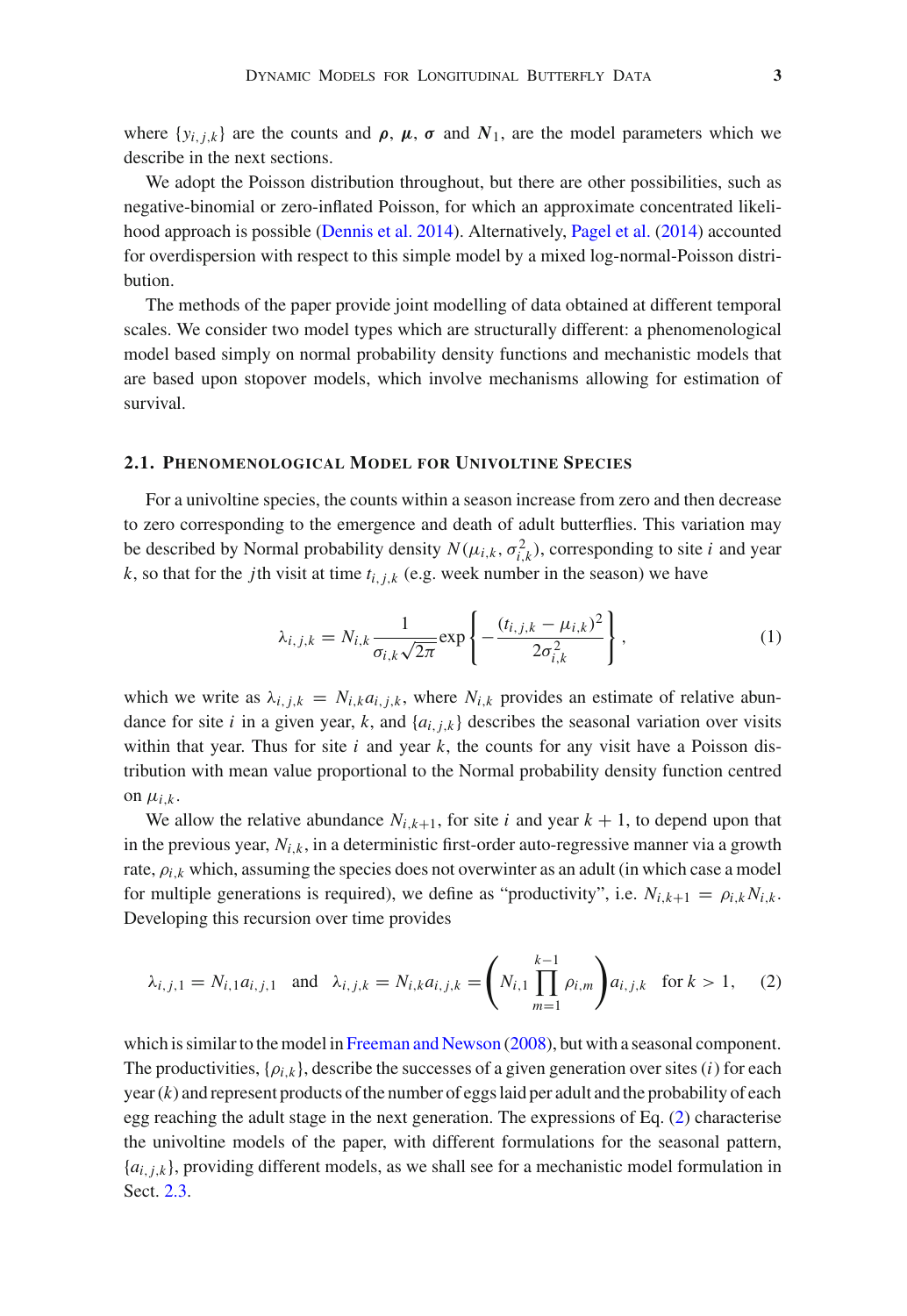where $\{y_{i,j,k}\}$ are the counts and $\boldsymbol{\rho}$, $\boldsymbol{\mu}$, $\boldsymbol{\sigma}$ and $\boldsymbol{N}_1$, are the model parameters which we describe in the next sections.

We adopt the Poisson distribution throughout, but there are other possibilities, such as negative-binomial or zero-inflated Poisson, for which an approximate concentrated likelihood approach is possible (Dennis et al. 2014). Alternatively, Pagel et al. (2014) accounted for overdispersion with respect to this simple model by a mixed log-normal-Poisson distribution.

The methods of the paper provide joint modelling of data obtained at different temporal scales. We consider two model types which are structurally different: a phenomenological model based simply on normal probability density functions and mechanistic models that are based upon stopover models, which involve mechanisms allowing for estimation of survival.

### 2.1. Phenomenological Model for Univoltine Species

For a univoltine species, the counts within a season increase from zero and then decrease to zero corresponding to the emergence and death of adult butterflies. This variation may be described by Normal probability density $N(\mu_{i,k}, \sigma^2_{i,k})$, corresponding to site $i$ and year $k$, so that for the $j$th visit at time $t_{i,j,k}$ (e.g. week number in the season) we have

$$\lambda_{i,j,k} = N_{i,k} \frac{1}{\sigma_{i,k}\sqrt{2\pi}} \exp\left\{-\frac{(t_{i,j,k} - \mu_{i,k})^2}{2\sigma^2_{i,k}}\right\}, \tag{1}$$

which we write as $\lambda_{i,j,k} = N_{i,k} a_{i,j,k}$, where $N_{i,k}$ provides an estimate of relative abundance for site $i$ in a given year, $k$, and $\{a_{i,j,k}\}$ describes the seasonal variation over visits within that year. Thus for site $i$ and year $k$, the counts for any visit have a Poisson distribution with mean value proportional to the Normal probability density function centred on $\mu_{i,k}$.

We allow the relative abundance $N_{i,k+1}$, for site $i$ and year $k+1$, to depend upon that in the previous year, $N_{i,k}$, in a deterministic first-order auto-regressive manner via a growth rate, $\rho_{i,k}$ which, assuming the species does not overwinter as an adult (in which case a model for multiple generations is required), we define as "productivity", i.e. $N_{i,k+1} = \rho_{i,k} N_{i,k}$. Developing this recursion over time provides

$$\lambda_{i,j,1} = N_{i,1} a_{i,j,1} \quad \text{and} \quad \lambda_{i,j,k} = N_{i,k} a_{i,j,k} = \left(N_{i,1} \prod_{m=1}^{k-1} \rho_{i,m}\right) a_{i,j,k} \quad \text{for } k > 1, \tag{2}$$

which is similar to the model in Freeman and Newson (2008), but with a seasonal component. The productivities, $\{\rho_{i,k}\}$, describe the successes of a given generation over sites ($i$) for each year ($k$) and represent products of the number of eggs laid per adult and the probability of each egg reaching the adult stage in the next generation. The expressions of Eq. (2) characterise the univoltine models of the paper, with different formulations for the seasonal pattern, $\{a_{i,j,k}\}$, providing different models, as we shall see for a mechanistic model formulation in Sect. 2.3.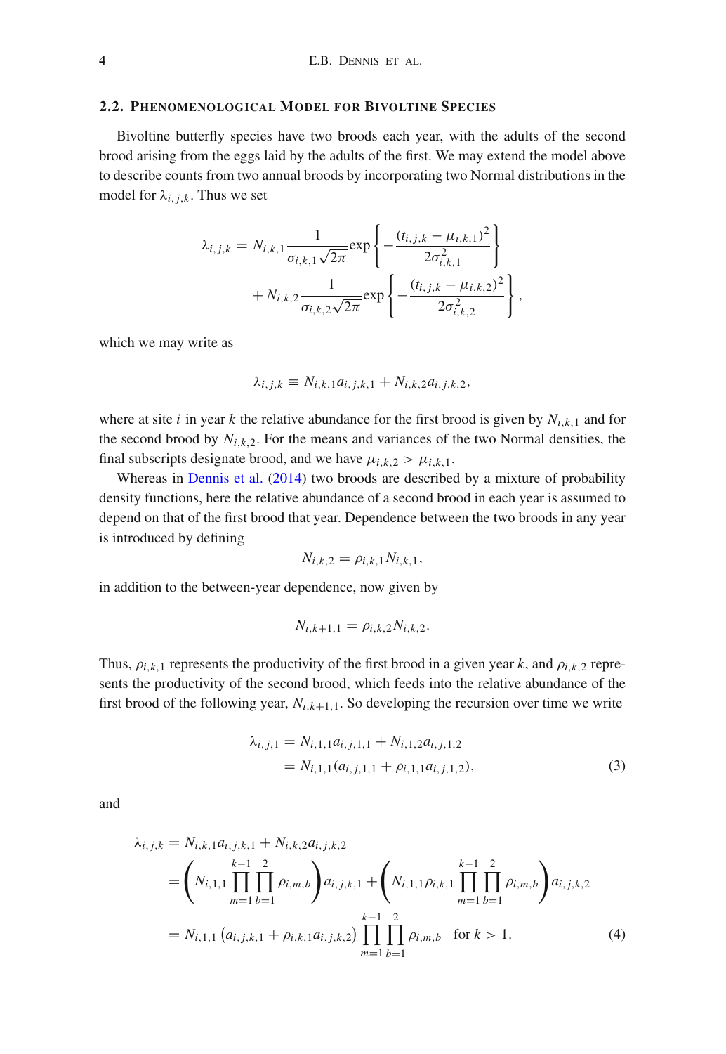### 2.2. Phenomenological Model for Bivoltine Species

Bivoltine butterfly species have two broods each year, with the adults of the second brood arising from the eggs laid by the adults of the first. We may extend the model above to describe counts from two annual broods by incorporating two Normal distributions in the model for $\lambda_{i,j,k}$. Thus we set

$$\lambda_{i,j,k} = N_{i,k,1} \frac{1}{\sigma_{i,k,1}\sqrt{2\pi}} \exp\left\{ -\frac{(t_{i,j,k} - \mu_{i,k,1})^2}{2\sigma_{i,k,1}^2} \right\} + N_{i,k,2} \frac{1}{\sigma_{i,k,2}\sqrt{2\pi}} \exp\left\{ -\frac{(t_{i,j,k} - \mu_{i,k,2})^2}{2\sigma_{i,k,2}^2} \right\},$$

which we may write as

$$\lambda_{i,j,k} \equiv N_{i,k,1} a_{i,j,k,1} + N_{i,k,2} a_{i,j,k,2},$$

where at site $i$ in year $k$ the relative abundance for the first brood is given by $N_{i,k,1}$ and for the second brood by $N_{i,k,2}$. For the means and variances of the two Normal densities, the final subscripts designate brood, and we have $\mu_{i,k,2} > \mu_{i,k,1}$.

Whereas in Dennis et al. (2014) two broods are described by a mixture of probability density functions, here the relative abundance of a second brood in each year is assumed to depend on that of the first brood that year. Dependence between the two broods in any year is introduced by defining

$$N_{i,k,2} = \rho_{i,k,1} N_{i,k,1},$$

in addition to the between-year dependence, now given by

$$N_{i,k+1,1} = \rho_{i,k,2} N_{i,k,2}.$$

Thus, $\rho_{i,k,1}$ represents the productivity of the first brood in a given year $k$, and $\rho_{i,k,2}$ represents the productivity of the second brood, which feeds into the relative abundance of the first brood of the following year, $N_{i,k+1,1}$. So developing the recursion over time we write

$$\begin{aligned} \lambda_{i,j,1} &= N_{i,1,1} a_{i,j,1,1} + N_{i,1,2} a_{i,j,1,2} \\ &= N_{i,1,1}(a_{i,j,1,1} + \rho_{i,1,1} a_{i,j,1,2}), \end{aligned} \tag{3}$$

and

$$\begin{aligned} \lambda_{i,j,k} &= N_{i,k,1} a_{i,j,k,1} + N_{i,k,2} a_{i,j,k,2} \\ &= \left( N_{i,1,1} \prod_{m=1}^{k-1} \prod_{b=1}^{2} \rho_{i,m,b} \right) a_{i,j,k,1} + \left( N_{i,1,1} \rho_{i,k,1} \prod_{m=1}^{k-1} \prod_{b=1}^{2} \rho_{i,m,b} \right) a_{i,j,k,2} \\ &= N_{i,1,1} \left( a_{i,j,k,1} + \rho_{i,k,1} a_{i,j,k,2} \right) \prod_{m=1}^{k-1} \prod_{b=1}^{2} \rho_{i,m,b} \quad \text{for } k > 1. \end{aligned} \tag{4}$$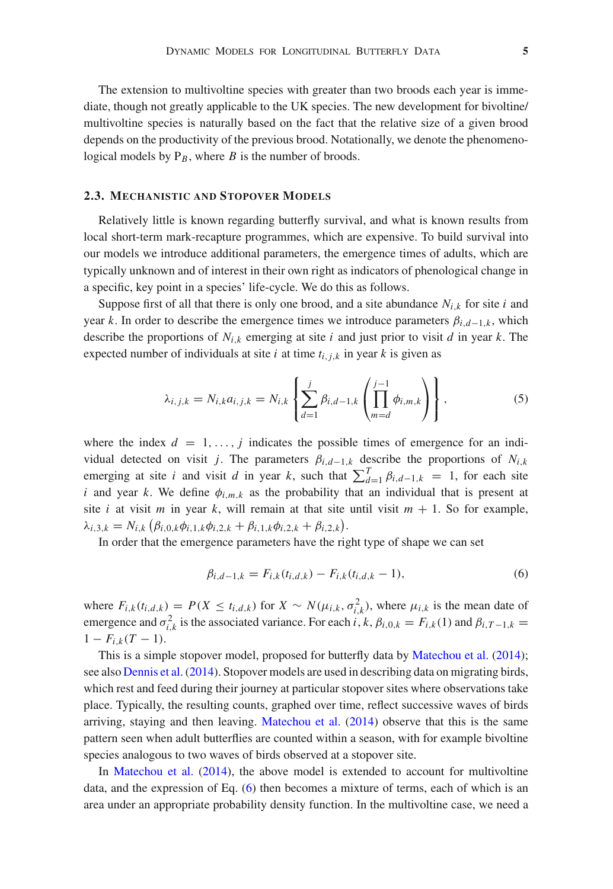The extension to multivoltine species with greater than two broods each year is immediate, though not greatly applicable to the UK species. The new development for bivoltine/multivoltine species is naturally based on the fact that the relative size of a given brood depends on the productivity of the previous brood. Notationally, we denote the phenomenological models by $\mathrm{P}_B$, where $B$ is the number of broods.

### 2.3. Mechanistic and Stopover Models

Relatively little is known regarding butterfly survival, and what is known results from local short-term mark-recapture programmes, which are expensive. To build survival into our models we introduce additional parameters, the emergence times of adults, which are typically unknown and of interest in their own right as indicators of phenological change in a specific, key point in a species' life-cycle. We do this as follows.

Suppose first of all that there is only one brood, and a site abundance $N_{i,k}$ for site $i$ and year $k$. In order to describe the emergence times we introduce parameters $\beta_{i,d-1,k}$, which describe the proportions of $N_{i,k}$ emerging at site $i$ and just prior to visit $d$ in year $k$. The expected number of individuals at site $i$ at time $t_{i,j,k}$ in year $k$ is given as

$$\lambda_{i,j,k} = N_{i,k} a_{i,j,k} = N_{i,k} \left\{ \sum_{d=1}^{j} \beta_{i,d-1,k} \left( \prod_{m=d}^{j-1} \phi_{i,m,k} \right) \right\}, \tag{5}$$

where the index $d = 1, \ldots, j$ indicates the possible times of emergence for an individual detected on visit $j$. The parameters $\beta_{i,d-1,k}$ describe the proportions of $N_{i,k}$ emerging at site $i$ and visit $d$ in year $k$, such that $\sum_{d=1}^{T} \beta_{i,d-1,k} = 1$, for each site $i$ and year $k$. We define $\phi_{i,m,k}$ as the probability that an individual that is present at site $i$ at visit $m$ in year $k$, will remain at that site until visit $m+1$. So for example, $\lambda_{i,3,k} = N_{i,k} \left( \beta_{i,0,k}\phi_{i,1,k}\phi_{i,2,k} + \beta_{i,1,k}\phi_{i,2,k} + \beta_{i,2,k} \right)$.

In order that the emergence parameters have the right type of shape we can set

$$\beta_{i,d-1,k} = F_{i,k}(t_{i,d,k}) - F_{i,k}(t_{i,d,k} - 1), \tag{6}$$

where $F_{i,k}(t_{i,d,k}) = P(X \leq t_{i,d,k})$ for $X \sim N(\mu_{i,k}, \sigma_{i,k}^2)$, where $\mu_{i,k}$ is the mean date of emergence and $\sigma_{i,k}^2$ is the associated variance. For each $i$, $k$, $\beta_{i,0,k} = F_{i,k}(1)$ and $\beta_{i,T-1,k} = 1 - F_{i,k}(T-1)$.

This is a simple stopover model, proposed for butterfly data by Matechou et al. (2014); see also Dennis et al. (2014). Stopover models are used in describing data on migrating birds, which rest and feed during their journey at particular stopover sites where observations take place. Typically, the resulting counts, graphed over time, reflect successive waves of birds arriving, staying and then leaving. Matechou et al. (2014) observe that this is the same pattern seen when adult butterflies are counted within a season, with for example bivoltine species analogous to two waves of birds observed at a stopover site.

In Matechou et al. (2014), the above model is extended to account for multivoltine data, and the expression of Eq. (6) then becomes a mixture of terms, each of which is an area under an appropriate probability density function. In the multivoltine case, we need a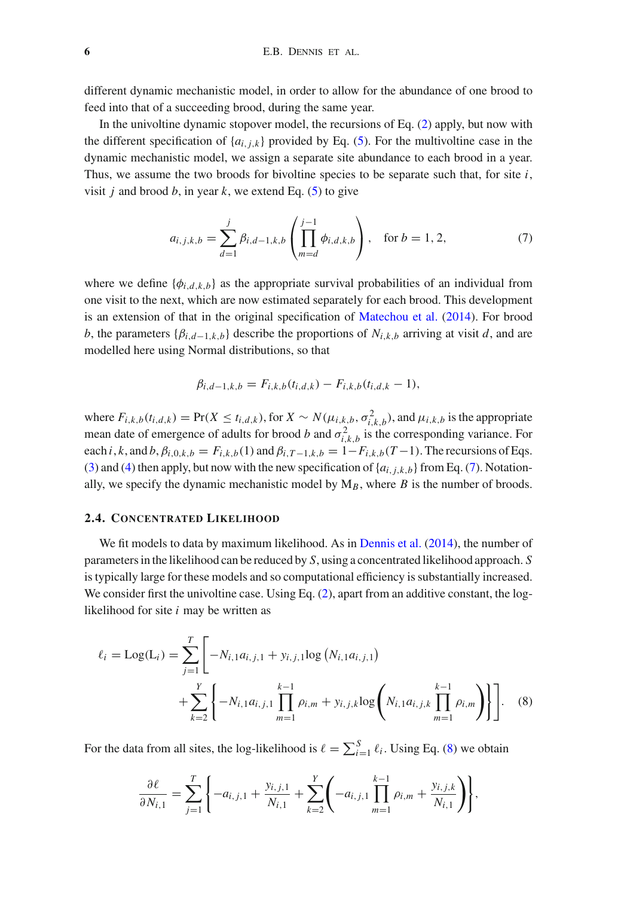different dynamic mechanistic model, in order to allow for the abundance of one brood to feed into that of a succeeding brood, during the same year.

In the univoltine dynamic stopover model, the recursions of Eq. (2) apply, but now with the different specification of $\{a_{i,j,k}\}$ provided by Eq. (5). For the multivoltine case in the dynamic mechanistic model, we assign a separate site abundance to each brood in a year. Thus, we assume the two broods for bivoltine species to be separate such that, for site $i$, visit $j$ and brood $b$, in year $k$, we extend Eq. (5) to give

$$a_{i,j,k,b} = \sum_{d=1}^{j} \beta_{i,d-1,k,b} \left( \prod_{m=d}^{j-1} \phi_{i,d,k,b} \right), \quad \text{for } b = 1, 2, \tag{7}$$

where we define $\{\phi_{i,d,k,b}\}$ as the appropriate survival probabilities of an individual from one visit to the next, which are now estimated separately for each brood. This development is an extension of that in the original specification of Matechou et al. (2014). For brood $b$, the parameters $\{\beta_{i,d-1,k,b}\}$ describe the proportions of $N_{i,k,b}$ arriving at visit $d$, and are modelled here using Normal distributions, so that

$$\beta_{i,d-1,k,b} = F_{i,k,b}(t_{i,d,k}) - F_{i,k,b}(t_{i,d,k} - 1),$$

where $F_{i,k,b}(t_{i,d,k}) = \Pr(X \leq t_{i,d,k})$, for $X \sim N(\mu_{i,k,b}, \sigma^2_{i,k,b})$, and $\mu_{i,k,b}$ is the appropriate mean date of emergence of adults for brood $b$ and $\sigma^2_{i,k,b}$ is the corresponding variance. For each $i, k$, and $b$, $\beta_{i,0,k,b} = F_{i,k,b}(1)$ and $\beta_{i,T-1,k,b} = 1 - F_{i,k,b}(T-1)$. The recursions of Eqs. (3) and (4) then apply, but now with the new specification of $\{a_{i,j,k,b}\}$ from Eq. (7). Notationally, we specify the dynamic mechanistic model by $\text{M}_B$, where $B$ is the number of broods.

### 2.4. Concentrated Likelihood

We fit models to data by maximum likelihood. As in Dennis et al. (2014), the number of parameters in the likelihood can be reduced by $S$, using a concentrated likelihood approach. $S$ is typically large for these models and so computational efficiency is substantially increased. We consider first the univoltine case. Using Eq. (2), apart from an additive constant, the log-likelihood for site $i$ may be written as

$$\ell_i = \text{Log}(\text{L}_i) = \sum_{j=1}^{T} \left[ -N_{i,1} a_{i,j,1} + y_{i,j,1} \log\left(N_{i,1} a_{i,j,1}\right) + \sum_{k=2}^{Y} \left\{ -N_{i,1} a_{i,j,1} \prod_{m=1}^{k-1} \rho_{i,m} + y_{i,j,k} \log\left( N_{i,1} a_{i,j,k} \prod_{m=1}^{k-1} \rho_{i,m} \right) \right\} \right]. \tag{8}$$

For the data from all sites, the log-likelihood is $\ell = \sum_{i=1}^{S} \ell_i$. Using Eq. (8) we obtain

$$\frac{\partial \ell}{\partial N_{i,1}} = \sum_{j=1}^{T} \left\{ -a_{i,j,1} + \frac{y_{i,j,1}}{N_{i,1}} + \sum_{k=2}^{Y} \left( -a_{i,j,1} \prod_{m=1}^{k-1} \rho_{i,m} + \frac{y_{i,j,k}}{N_{i,1}} \right) \right\},$$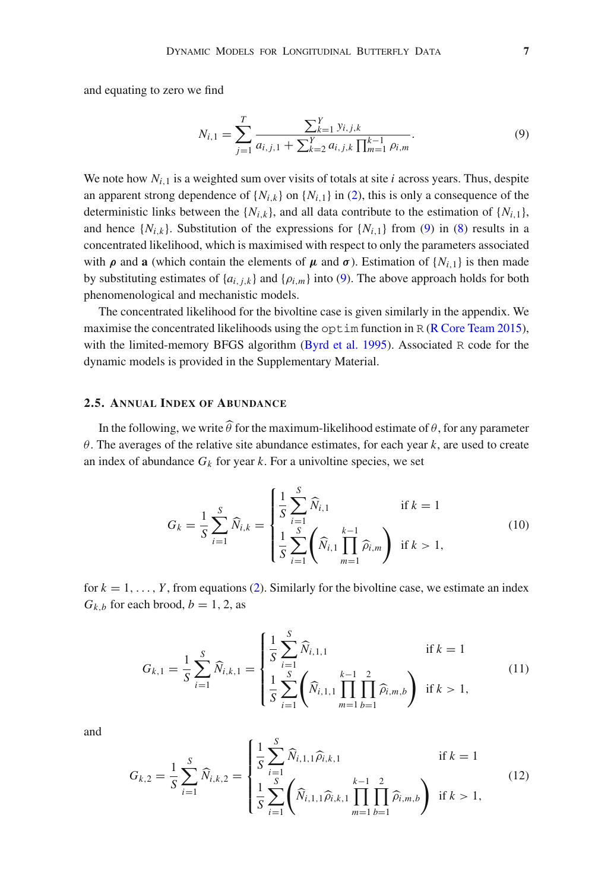and equating to zero we find

$$N_{i,1} = \sum_{j=1}^{T} \frac{\sum_{k=1}^{Y} y_{i,j,k}}{a_{i,j,1} + \sum_{k=2}^{Y} a_{i,j,k} \prod_{m=1}^{k-1} \rho_{i,m}}. \tag{9}$$

We note how $N_{i,1}$ is a weighted sum over visits of totals at site $i$ across years. Thus, despite an apparent strong dependence of $\{N_{i,k}\}$ on $\{N_{i,1}\}$ in (2), this is only a consequence of the deterministic links between the $\{N_{i,k}\}$, and all data contribute to the estimation of $\{N_{i,1}\}$, and hence $\{N_{i,k}\}$. Substitution of the expressions for $\{N_{i,1}\}$ from (9) in (8) results in a concentrated likelihood, which is maximised with respect to only the parameters associated with $\boldsymbol{\rho}$ and $\mathbf{a}$ (which contain the elements of $\boldsymbol{\mu}$ and $\boldsymbol{\sigma}$). Estimation of $\{N_{i,1}\}$ is then made by substituting estimates of $\{a_{i,j,k}\}$ and $\{\rho_{i,m}\}$ into (9). The above approach holds for both phenomenological and mechanistic models.

The concentrated likelihood for the bivoltine case is given similarly in the appendix. We maximise the concentrated likelihoods using the `optim` function in `R` (R Core Team 2015), with the limited-memory BFGS algorithm (Byrd et al. 1995). Associated `R` code for the dynamic models is provided in the Supplementary Material.

### 2.5. Annual Index of Abundance

In the following, we write $\widehat{\theta}$ for the maximum-likelihood estimate of $\theta$, for any parameter $\theta$. The averages of the relative site abundance estimates, for each year $k$, are used to create an index of abundance $G_k$ for year $k$. For a univoltine species, we set

$$G_k = \frac{1}{S} \sum_{i=1}^{S} \widehat{N}_{i,k} = \begin{cases} \frac{1}{S} \sum_{i=1}^{S} \widehat{N}_{i,1} & \text{if } k = 1 \\ \frac{1}{S} \sum_{i=1}^{S} \left( \widehat{N}_{i,1} \prod_{m=1}^{k-1} \widehat{\rho}_{i,m} \right) & \text{if } k > 1, \end{cases} \tag{10}$$

for $k = 1, \ldots, Y$, from equations (2). Similarly for the bivoltine case, we estimate an index $G_{k,b}$ for each brood, $b = 1, 2$, as

$$G_{k,1} = \frac{1}{S} \sum_{i=1}^{S} \widehat{N}_{i,k,1} = \begin{cases} \frac{1}{S} \sum_{i=1}^{S} \widehat{N}_{i,1,1} & \text{if } k = 1 \\ \frac{1}{S} \sum_{i=1}^{S} \left( \widehat{N}_{i,1,1} \prod_{m=1}^{k-1} \prod_{b=1}^{2} \widehat{\rho}_{i,m,b} \right) & \text{if } k > 1, \end{cases} \tag{11}$$

and

$$G_{k,2} = \frac{1}{S} \sum_{i=1}^{S} \widehat{N}_{i,k,2} = \begin{cases} \frac{1}{S} \sum_{i=1}^{S} \widehat{N}_{i,1,1} \widehat{\rho}_{i,k,1} & \text{if } k = 1 \\ \frac{1}{S} \sum_{i=1}^{S} \left( \widehat{N}_{i,1,1} \widehat{\rho}_{i,k,1} \prod_{m=1}^{k-1} \prod_{b=1}^{2} \widehat{\rho}_{i,m,b} \right) & \text{if } k > 1, \end{cases} \tag{12}$$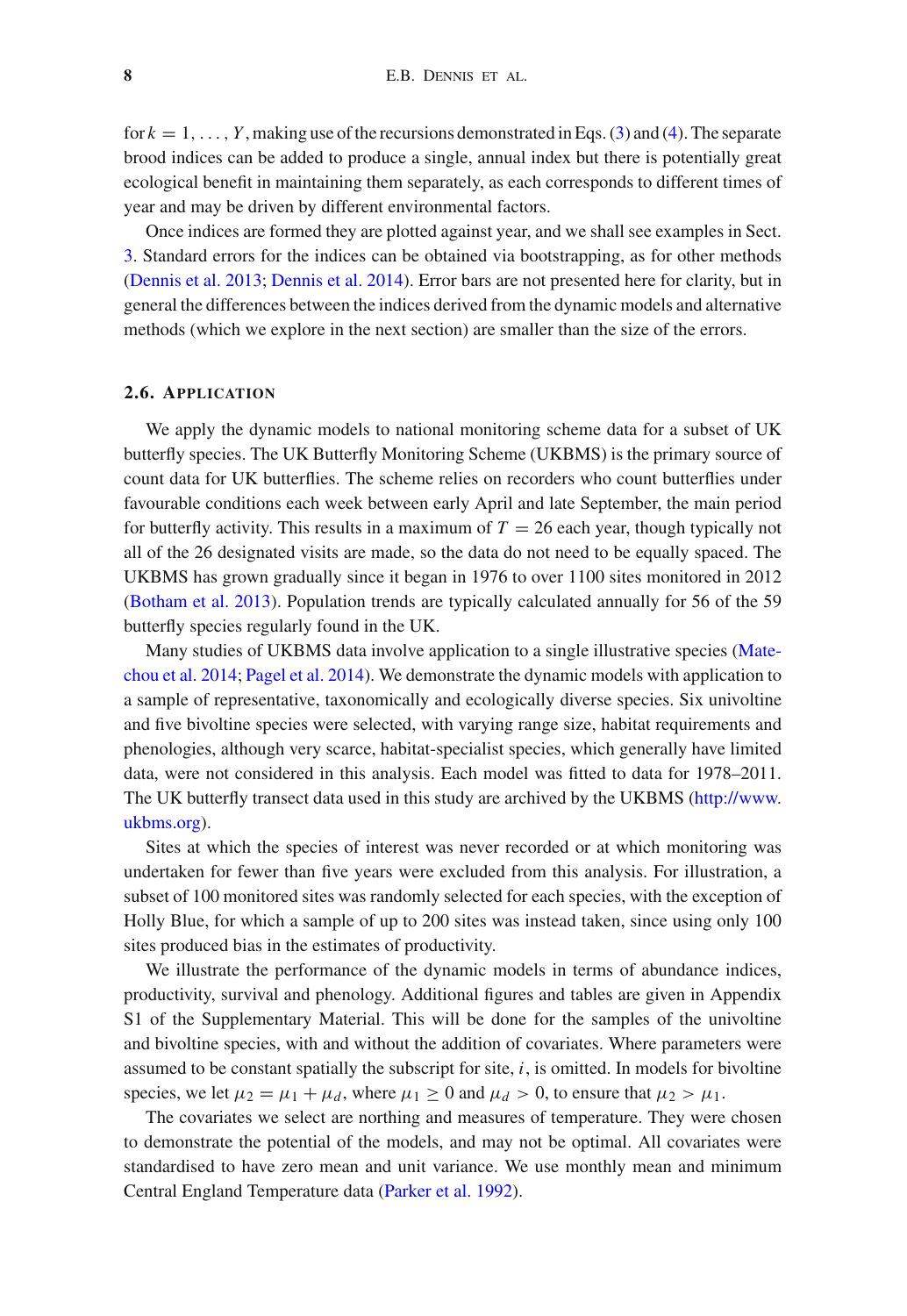for $k = 1, \ldots, Y$, making use of the recursions demonstrated in Eqs. (3) and (4). The separate brood indices can be added to produce a single, annual index but there is potentially great ecological benefit in maintaining them separately, as each corresponds to different times of year and may be driven by different environmental factors.

Once indices are formed they are plotted against year, and we shall see examples in Sect. 3. Standard errors for the indices can be obtained via bootstrapping, as for other methods (Dennis et al. 2013; Dennis et al. 2014). Error bars are not presented here for clarity, but in general the differences between the indices derived from the dynamic models and alternative methods (which we explore in the next section) are smaller than the size of the errors.

### 2.6. Application

We apply the dynamic models to national monitoring scheme data for a subset of UK butterfly species. The UK Butterfly Monitoring Scheme (UKBMS) is the primary source of count data for UK butterflies. The scheme relies on recorders who count butterflies under favourable conditions each week between early April and late September, the main period for butterfly activity. This results in a maximum of $T = 26$ each year, though typically not all of the 26 designated visits are made, so the data do not need to be equally spaced. The UKBMS has grown gradually since it began in 1976 to over 1100 sites monitored in 2012 (Botham et al. 2013). Population trends are typically calculated annually for 56 of the 59 butterfly species regularly found in the UK.

Many studies of UKBMS data involve application to a single illustrative species (Matechou et al. 2014; Pagel et al. 2014). We demonstrate the dynamic models with application to a sample of representative, taxonomically and ecologically diverse species. Six univoltine and five bivoltine species were selected, with varying range size, habitat requirements and phenologies, although very scarce, habitat-specialist species, which generally have limited data, were not considered in this analysis. Each model was fitted to data for 1978–2011. The UK butterfly transect data used in this study are archived by the UKBMS (http://www.ukbms.org).

Sites at which the species of interest was never recorded or at which monitoring was undertaken for fewer than five years were excluded from this analysis. For illustration, a subset of 100 monitored sites was randomly selected for each species, with the exception of Holly Blue, for which a sample of up to 200 sites was instead taken, since using only 100 sites produced bias in the estimates of productivity.

We illustrate the performance of the dynamic models in terms of abundance indices, productivity, survival and phenology. Additional figures and tables are given in Appendix S1 of the Supplementary Material. This will be done for the samples of the univoltine and bivoltine species, with and without the addition of covariates. Where parameters were assumed to be constant spatially the subscript for site, $i$, is omitted. In models for bivoltine species, we let $\mu_2 = \mu_1 + \mu_d$, where $\mu_1 \geq 0$ and $\mu_d > 0$, to ensure that $\mu_2 > \mu_1$.

The covariates we select are northing and measures of temperature. They were chosen to demonstrate the potential of the models, and may not be optimal. All covariates were standardised to have zero mean and unit variance. We use monthly mean and minimum Central England Temperature data (Parker et al. 1992).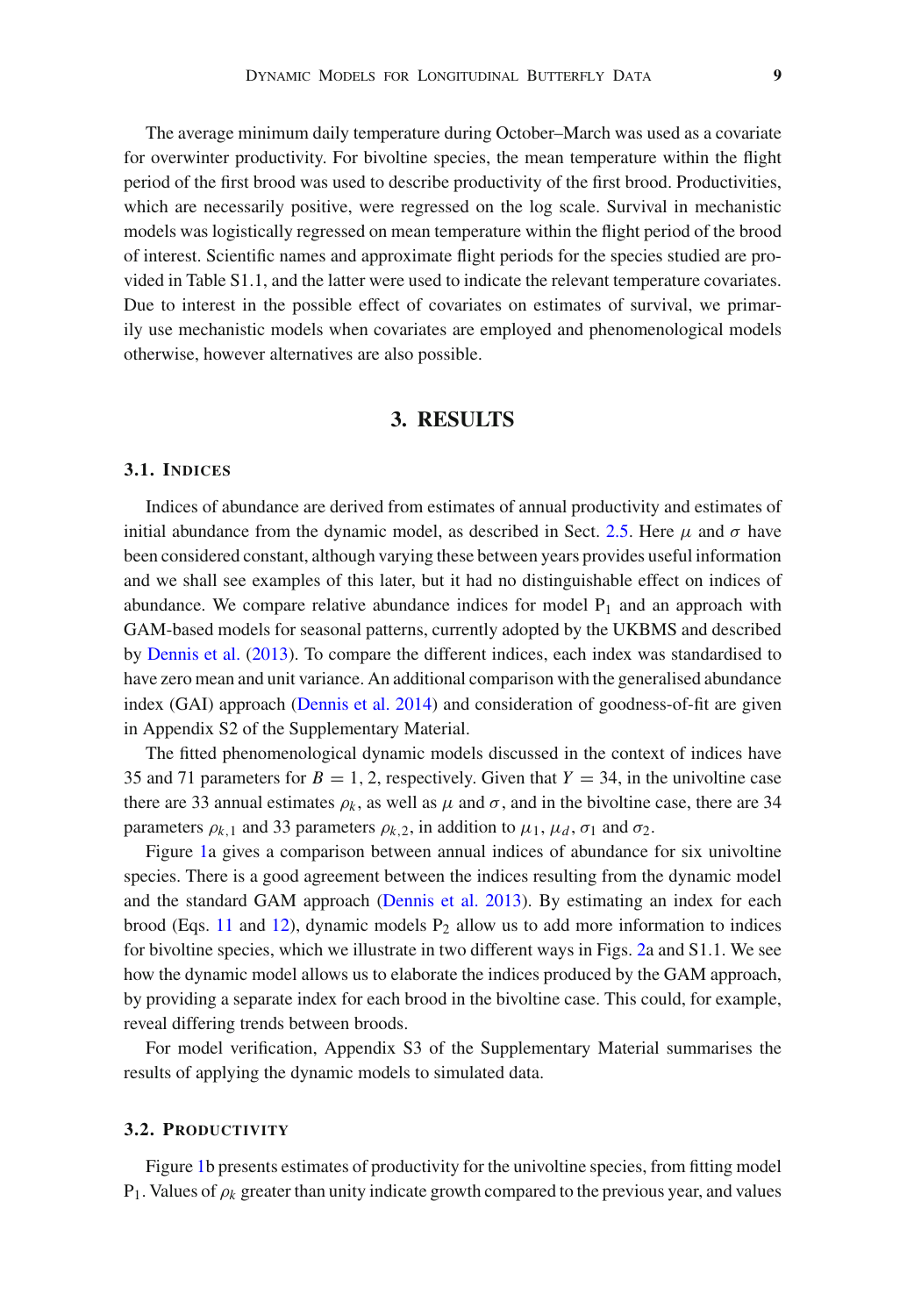The average minimum daily temperature during October–March was used as a covariate for overwinter productivity. For bivoltine species, the mean temperature within the flight period of the first brood was used to describe productivity of the first brood. Productivities, which are necessarily positive, were regressed on the log scale. Survival in mechanistic models was logistically regressed on mean temperature within the flight period of the brood of interest. Scientific names and approximate flight periods for the species studied are provided in Table S1.1, and the latter were used to indicate the relevant temperature covariates. Due to interest in the possible effect of covariates on estimates of survival, we primarily use mechanistic models when covariates are employed and phenomenological models otherwise, however alternatives are also possible.

## 3. RESULTS

### 3.1. Indices

Indices of abundance are derived from estimates of annual productivity and estimates of initial abundance from the dynamic model, as described in Sect. 2.5. Here $\mu$ and $\sigma$ have been considered constant, although varying these between years provides useful information and we shall see examples of this later, but it had no distinguishable effect on indices of abundance. We compare relative abundance indices for model $P_1$ and an approach with GAM-based models for seasonal patterns, currently adopted by the UKBMS and described by Dennis et al. (2013). To compare the different indices, each index was standardised to have zero mean and unit variance. An additional comparison with the generalised abundance index (GAI) approach (Dennis et al. 2014) and consideration of goodness-of-fit are given in Appendix S2 of the Supplementary Material.

The fitted phenomenological dynamic models discussed in the context of indices have 35 and 71 parameters for $B = 1, 2$, respectively. Given that $Y = 34$, in the univoltine case there are 33 annual estimates $\rho_k$, as well as $\mu$ and $\sigma$, and in the bivoltine case, there are 34 parameters $\rho_{k,1}$ and 33 parameters $\rho_{k,2}$, in addition to $\mu_1$, $\mu_d$, $\sigma_1$ and $\sigma_2$.

Figure 1a gives a comparison between annual indices of abundance for six univoltine species. There is a good agreement between the indices resulting from the dynamic model and the standard GAM approach (Dennis et al. 2013). By estimating an index for each brood (Eqs. 11 and 12), dynamic models $P_2$ allow us to add more information to indices for bivoltine species, which we illustrate in two different ways in Figs. 2a and S1.1. We see how the dynamic model allows us to elaborate the indices produced by the GAM approach, by providing a separate index for each brood in the bivoltine case. This could, for example, reveal differing trends between broods.

For model verification, Appendix S3 of the Supplementary Material summarises the results of applying the dynamic models to simulated data.

### 3.2. Productivity

Figure 1b presents estimates of productivity for the univoltine species, from fitting model $P_1$. Values of $\rho_k$ greater than unity indicate growth compared to the previous year, and values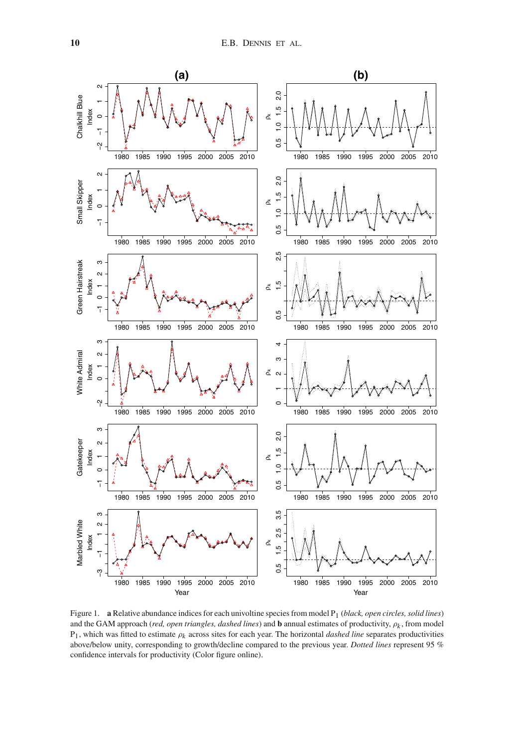Figure 1. **a** Relative abundance indices for each univoltine species from model $P_1$ (*black, open circles, solid lines*) and the GAM approach (*red, open triangles, dashed lines*) and **b** annual estimates of productivity, $\rho_k$, from model $P_1$, which was fitted to estimate $\rho_k$ across sites for each year. The horizontal *dashed line* separates productivities above/below unity, corresponding to growth/decline compared to the previous year. *Dotted lines* represent 95 % confidence intervals for productivity (Color figure online).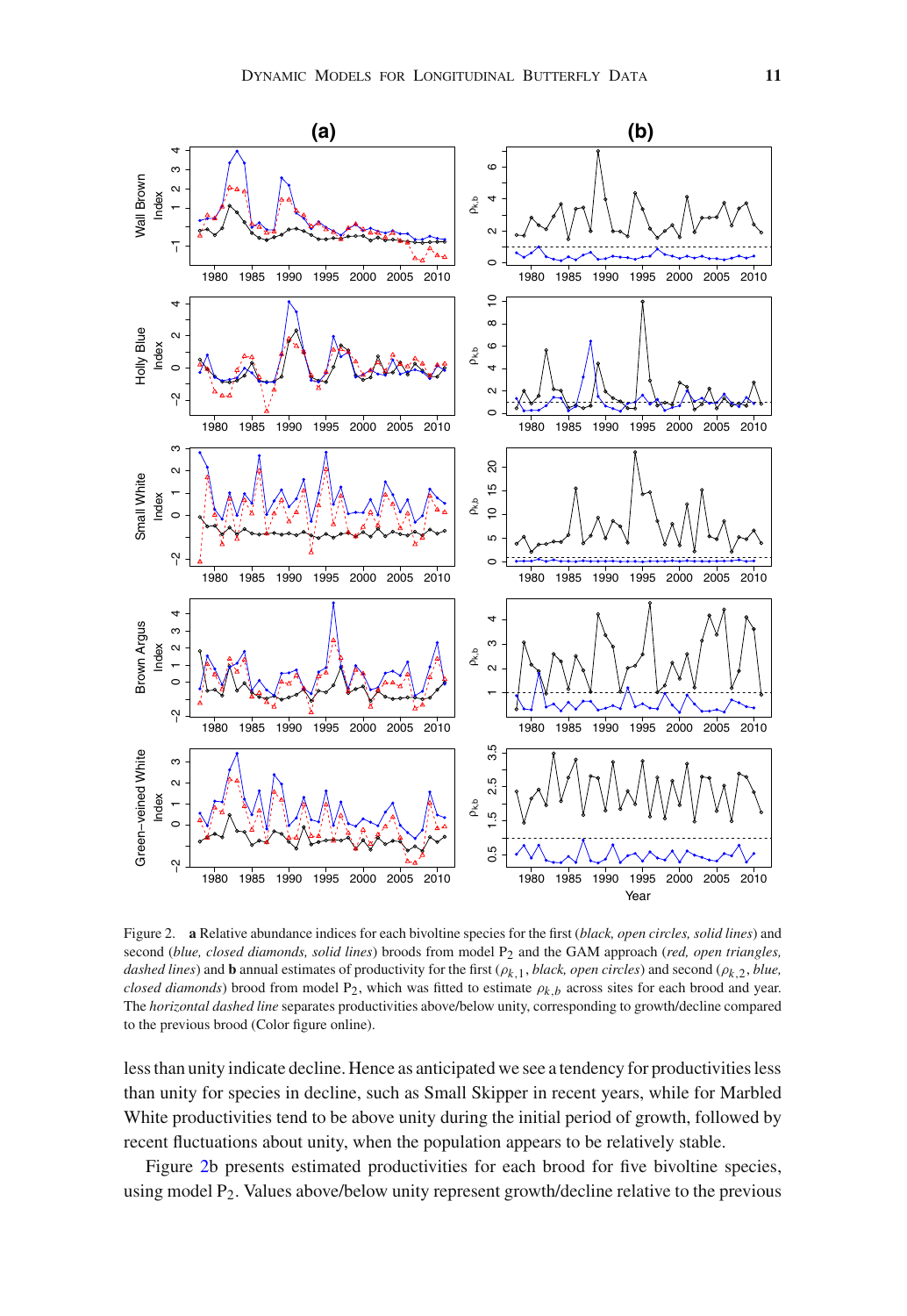Figure 2. **a** Relative abundance indices for each bivoltine species for the first (*black, open circles, solid lines*) and second (*blue, closed diamonds, solid lines*) broods from model $P_2$ and the GAM approach (*red, open triangles, dashed lines*) and **b** annual estimates of productivity for the first ($\rho_{k,1}$, *black, open circles*) and second ($\rho_{k,2}$, *blue, closed diamonds*) brood from model $P_2$, which was fitted to estimate $\rho_{k,b}$ across sites for each brood and year. The *horizontal dashed line* separates productivities above/below unity, corresponding to growth/decline compared to the previous brood (Color figure online).

less than unity indicate decline. Hence as anticipated we see a tendency for productivities less than unity for species in decline, such as Small Skipper in recent years, while for Marbled White productivities tend to be above unity during the initial period of growth, followed by recent fluctuations about unity, when the population appears to be relatively stable.

Figure 2b presents estimated productivities for each brood for five bivoltine species, using model $P_2$. Values above/below unity represent growth/decline relative to the previous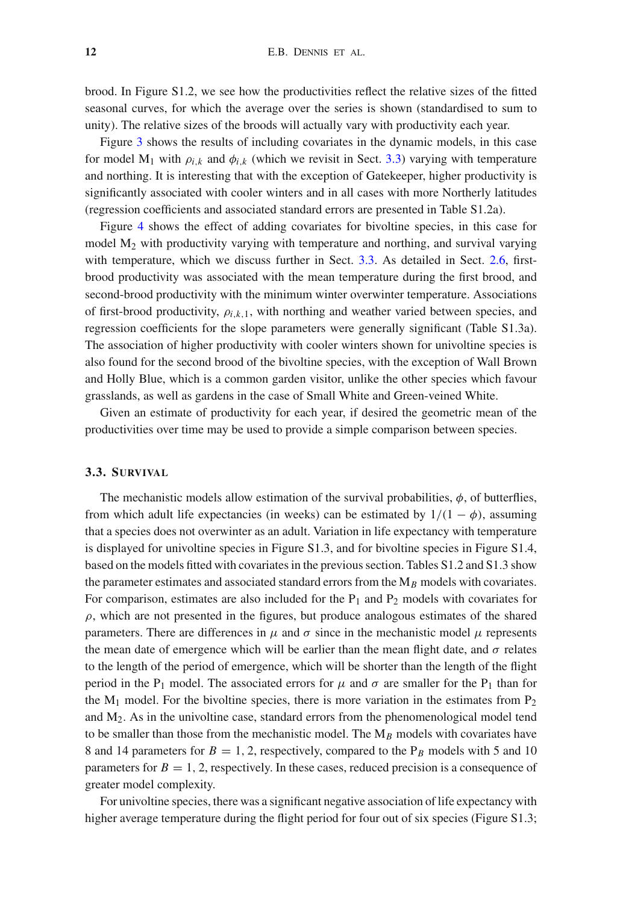brood. In Figure S1.2, we see how the productivities reflect the relative sizes of the fitted seasonal curves, for which the average over the series is shown (standardised to sum to unity). The relative sizes of the broods will actually vary with productivity each year.

Figure 3 shows the results of including covariates in the dynamic models, in this case for model $M_1$ with $\rho_{i,k}$ and $\phi_{i,k}$ (which we revisit in Sect. 3.3) varying with temperature and northing. It is interesting that with the exception of Gatekeeper, higher productivity is significantly associated with cooler winters and in all cases with more Northerly latitudes (regression coefficients and associated standard errors are presented in Table S1.2a).

Figure 4 shows the effect of adding covariates for bivoltine species, in this case for model $M_2$ with productivity varying with temperature and northing, and survival varying with temperature, which we discuss further in Sect. 3.3. As detailed in Sect. 2.6, first-brood productivity was associated with the mean temperature during the first brood, and second-brood productivity with the minimum winter overwinter temperature. Associations of first-brood productivity, $\rho_{i,k,1}$, with northing and weather varied between species, and regression coefficients for the slope parameters were generally significant (Table S1.3a). The association of higher productivity with cooler winters shown for univoltine species is also found for the second brood of the bivoltine species, with the exception of Wall Brown and Holly Blue, which is a common garden visitor, unlike the other species which favour grasslands, as well as gardens in the case of Small White and Green-veined White.

Given an estimate of productivity for each year, if desired the geometric mean of the productivities over time may be used to provide a simple comparison between species.

### 3.3. Survival

The mechanistic models allow estimation of the survival probabilities, $\phi$, of butterflies, from which adult life expectancies (in weeks) can be estimated by $1/(1 - \phi)$, assuming that a species does not overwinter as an adult. Variation in life expectancy with temperature is displayed for univoltine species in Figure S1.3, and for bivoltine species in Figure S1.4, based on the models fitted with covariates in the previous section. Tables S1.2 and S1.3 show the parameter estimates and associated standard errors from the $M_B$ models with covariates. For comparison, estimates are also included for the $P_1$ and $P_2$ models with covariates for $\rho$, which are not presented in the figures, but produce analogous estimates of the shared parameters. There are differences in $\mu$ and $\sigma$ since in the mechanistic model $\mu$ represents the mean date of emergence which will be earlier than the mean flight date, and $\sigma$ relates to the length of the period of emergence, which will be shorter than the length of the flight period in the $P_1$ model. The associated errors for $\mu$ and $\sigma$ are smaller for the $P_1$ than for the $M_1$ model. For the bivoltine species, there is more variation in the estimates from $P_2$ and $M_2$. As in the univoltine case, standard errors from the phenomenological model tend to be smaller than those from the mechanistic model. The $M_B$ models with covariates have 8 and 14 parameters for $B = 1, 2$, respectively, compared to the $P_B$ models with 5 and 10 parameters for $B = 1, 2$, respectively. In these cases, reduced precision is a consequence of greater model complexity.

For univoltine species, there was a significant negative association of life expectancy with higher average temperature during the flight period for four out of six species (Figure S1.3;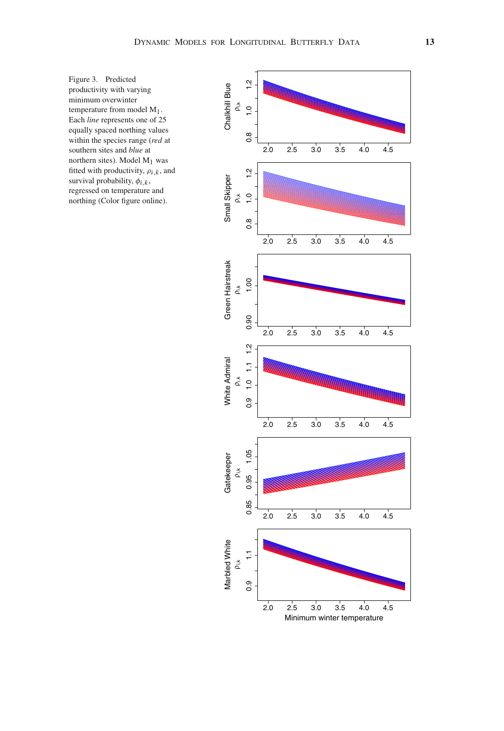Figure 3. Predicted productivity with varying minimum overwinter temperature from model $M_1$. Each *line* represents one of 25 equally spaced northing values within the species range (*red* at southern sites and *blue* at northern sites). Model $M_1$ was fitted with productivity, $\rho_{i,k}$, and survival probability, $\phi_{i,k}$, regressed on temperature and northing (Color figure online).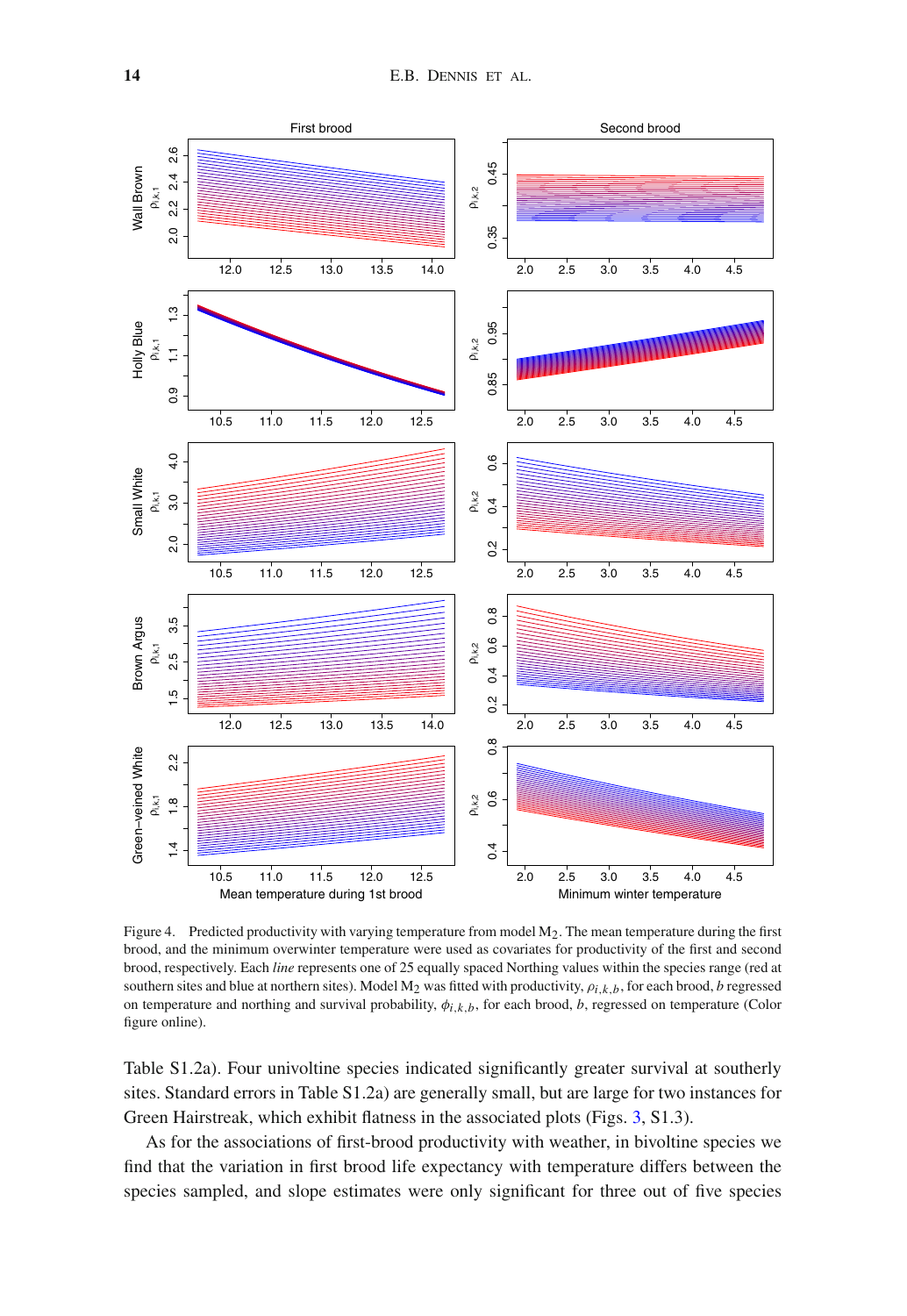Figure 4. Predicted productivity with varying temperature from model $M_2$. The mean temperature during the first brood, and the minimum overwinter temperature were used as covariates for productivity of the first and second brood, respectively. Each *line* represents one of 25 equally spaced Northing values within the species range (red at southern sites and blue at northern sites). Model $M_2$ was fitted with productivity, $\rho_{i,k,b}$, for each brood, $b$ regressed on temperature and northing and survival probability, $\phi_{i,k,b}$, for each brood, $b$, regressed on temperature (Color figure online).

Table S1.2a). Four univoltine species indicated significantly greater survival at southerly sites. Standard errors in Table S1.2a) are generally small, but are large for two instances for Green Hairstreak, which exhibit flatness in the associated plots (Figs. 3, S1.3).

As for the associations of first-brood productivity with weather, in bivoltine species we find that the variation in first brood life expectancy with temperature differs between the species sampled, and slope estimates were only significant for three out of five species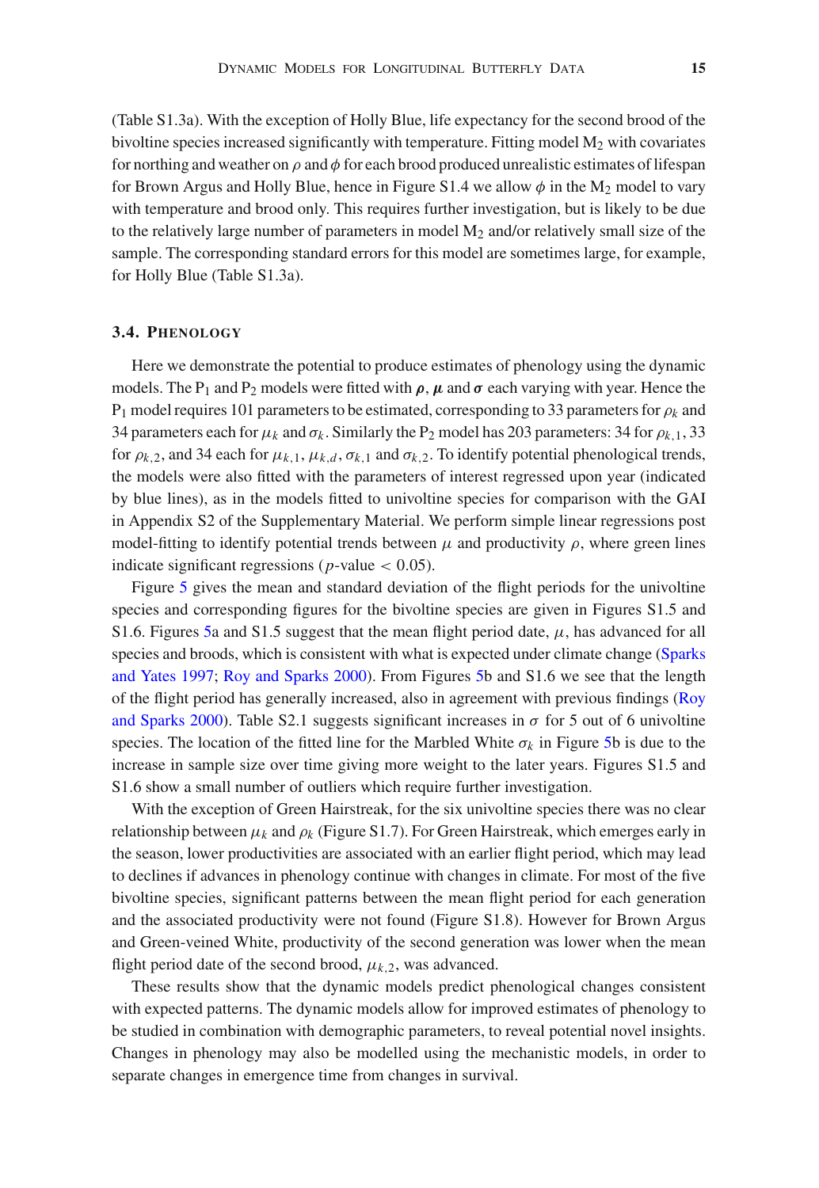(Table S1.3a). With the exception of Holly Blue, life expectancy for the second brood of the bivoltine species increased significantly with temperature. Fitting model $M_2$ with covariates for northing and weather on $\rho$ and $\phi$ for each brood produced unrealistic estimates of lifespan for Brown Argus and Holly Blue, hence in Figure S1.4 we allow $\phi$ in the $M_2$ model to vary with temperature and brood only. This requires further investigation, but is likely to be due to the relatively large number of parameters in model $M_2$ and/or relatively small size of the sample. The corresponding standard errors for this model are sometimes large, for example, for Holly Blue (Table S1.3a).

### 3.4. Phenology

Here we demonstrate the potential to produce estimates of phenology using the dynamic models. The $P_1$ and $P_2$ models were fitted with $\boldsymbol{\rho}$, $\boldsymbol{\mu}$ and $\boldsymbol{\sigma}$ each varying with year. Hence the $P_1$ model requires 101 parameters to be estimated, corresponding to 33 parameters for $\rho_k$ and 34 parameters each for $\mu_k$ and $\sigma_k$. Similarly the $P_2$ model has 203 parameters: 34 for $\rho_{k,1}$, 33 for $\rho_{k,2}$, and 34 each for $\mu_{k,1}$, $\mu_{k,d}$, $\sigma_{k,1}$ and $\sigma_{k,2}$. To identify potential phenological trends, the models were also fitted with the parameters of interest regressed upon year (indicated by blue lines), as in the models fitted to univoltine species for comparison with the GAI in Appendix S2 of the Supplementary Material. We perform simple linear regressions post model-fitting to identify potential trends between $\mu$ and productivity $\rho$, where green lines indicate significant regressions ($p$-value $< 0.05$).

Figure 5 gives the mean and standard deviation of the flight periods for the univoltine species and corresponding figures for the bivoltine species are given in Figures S1.5 and S1.6. Figures 5a and S1.5 suggest that the mean flight period date, $\mu$, has advanced for all species and broods, which is consistent with what is expected under climate change (Sparks and Yates 1997; Roy and Sparks 2000). From Figures 5b and S1.6 we see that the length of the flight period has generally increased, also in agreement with previous findings (Roy and Sparks 2000). Table S2.1 suggests significant increases in $\sigma$ for 5 out of 6 univoltine species. The location of the fitted line for the Marbled White $\sigma_k$ in Figure 5b is due to the increase in sample size over time giving more weight to the later years. Figures S1.5 and S1.6 show a small number of outliers which require further investigation.

With the exception of Green Hairstreak, for the six univoltine species there was no clear relationship between $\mu_k$ and $\rho_k$ (Figure S1.7). For Green Hairstreak, which emerges early in the season, lower productivities are associated with an earlier flight period, which may lead to declines if advances in phenology continue with changes in climate. For most of the five bivoltine species, significant patterns between the mean flight period for each generation and the associated productivity were not found (Figure S1.8). However for Brown Argus and Green-veined White, productivity of the second generation was lower when the mean flight period date of the second brood, $\mu_{k,2}$, was advanced.

These results show that the dynamic models predict phenological changes consistent with expected patterns. The dynamic models allow for improved estimates of phenology to be studied in combination with demographic parameters, to reveal potential novel insights. Changes in phenology may also be modelled using the mechanistic models, in order to separate changes in emergence time from changes in survival.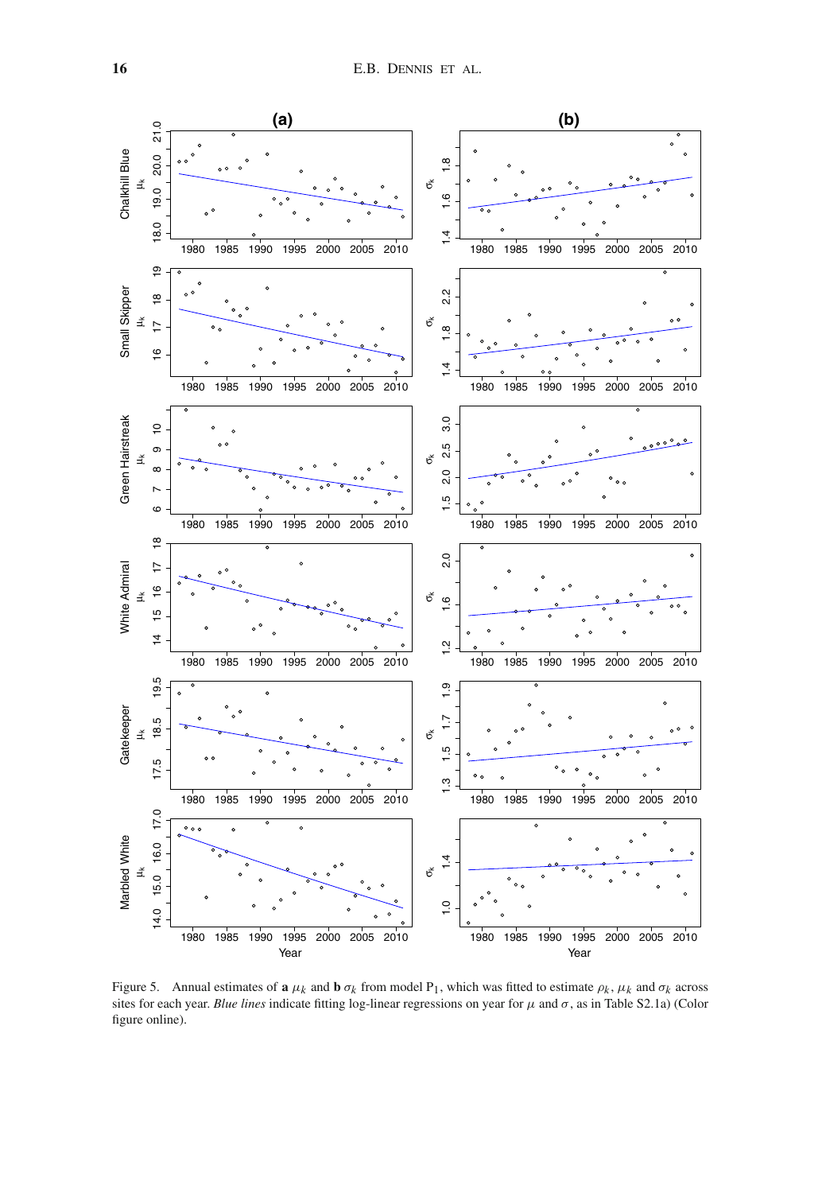Figure 5. Annual estimates of **a** $\mu_k$ and **b** $\sigma_k$ from model $P_1$, which was fitted to estimate $\rho_k$, $\mu_k$ and $\sigma_k$ across sites for each year. *Blue lines* indicate fitting log-linear regressions on year for $\mu$ and $\sigma$, as in Table S2.1a) (Color figure online).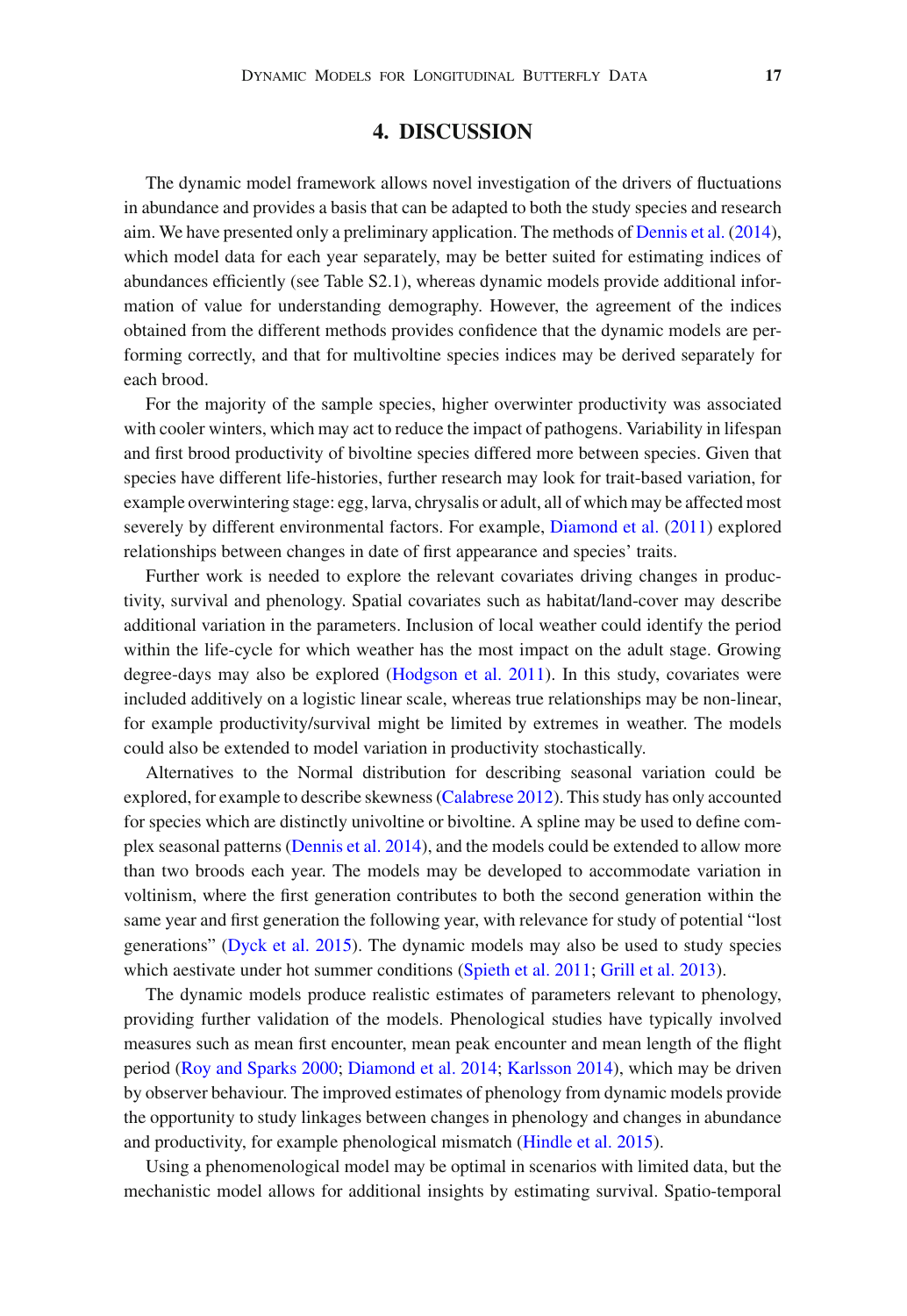## 4. DISCUSSION

The dynamic model framework allows novel investigation of the drivers of fluctuations in abundance and provides a basis that can be adapted to both the study species and research aim. We have presented only a preliminary application. The methods of Dennis et al. (2014), which model data for each year separately, may be better suited for estimating indices of abundances efficiently (see Table S2.1), whereas dynamic models provide additional information of value for understanding demography. However, the agreement of the indices obtained from the different methods provides confidence that the dynamic models are performing correctly, and that for multivoltine species indices may be derived separately for each brood.

For the majority of the sample species, higher overwinter productivity was associated with cooler winters, which may act to reduce the impact of pathogens. Variability in lifespan and first brood productivity of bivoltine species differed more between species. Given that species have different life-histories, further research may look for trait-based variation, for example overwintering stage: egg, larva, chrysalis or adult, all of which may be affected most severely by different environmental factors. For example, Diamond et al. (2011) explored relationships between changes in date of first appearance and species' traits.

Further work is needed to explore the relevant covariates driving changes in productivity, survival and phenology. Spatial covariates such as habitat/land-cover may describe additional variation in the parameters. Inclusion of local weather could identify the period within the life-cycle for which weather has the most impact on the adult stage. Growing degree-days may also be explored (Hodgson et al. 2011). In this study, covariates were included additively on a logistic linear scale, whereas true relationships may be non-linear, for example productivity/survival might be limited by extremes in weather. The models could also be extended to model variation in productivity stochastically.

Alternatives to the Normal distribution for describing seasonal variation could be explored, for example to describe skewness (Calabrese 2012). This study has only accounted for species which are distinctly univoltine or bivoltine. A spline may be used to define complex seasonal patterns (Dennis et al. 2014), and the models could be extended to allow more than two broods each year. The models may be developed to accommodate variation in voltinism, where the first generation contributes to both the second generation within the same year and first generation the following year, with relevance for study of potential "lost generations" (Dyck et al. 2015). The dynamic models may also be used to study species which aestivate under hot summer conditions (Spieth et al. 2011; Grill et al. 2013).

The dynamic models produce realistic estimates of parameters relevant to phenology, providing further validation of the models. Phenological studies have typically involved measures such as mean first encounter, mean peak encounter and mean length of the flight period (Roy and Sparks 2000; Diamond et al. 2014; Karlsson 2014), which may be driven by observer behaviour. The improved estimates of phenology from dynamic models provide the opportunity to study linkages between changes in phenology and changes in abundance and productivity, for example phenological mismatch (Hindle et al. 2015).

Using a phenomenological model may be optimal in scenarios with limited data, but the mechanistic model allows for additional insights by estimating survival. Spatio-temporal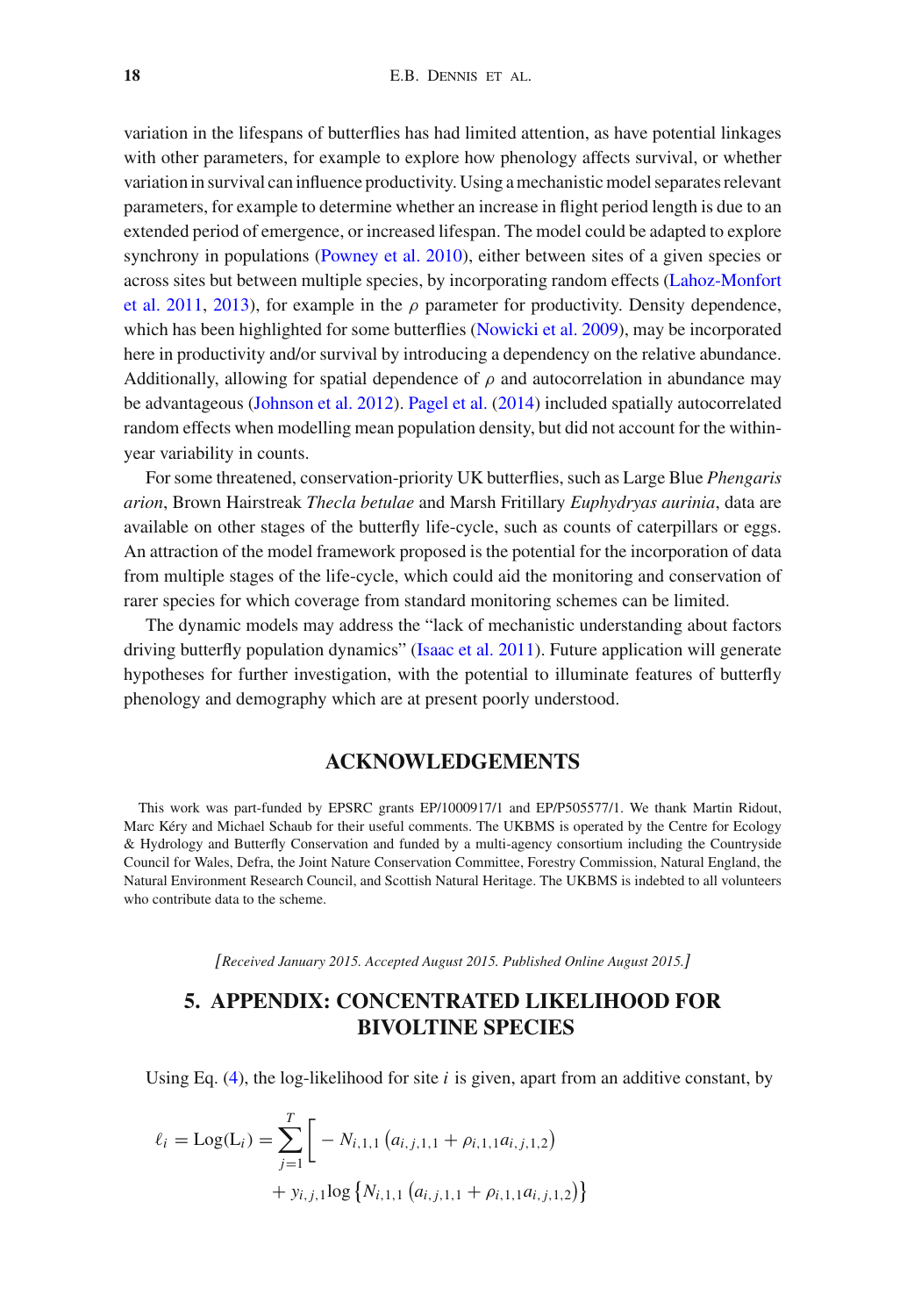variation in the lifespans of butterflies has had limited attention, as have potential linkages with other parameters, for example to explore how phenology affects survival, or whether variation in survival can influence productivity. Using a mechanistic model separates relevant parameters, for example to determine whether an increase in flight period length is due to an extended period of emergence, or increased lifespan. The model could be adapted to explore synchrony in populations (Powney et al. 2010), either between sites of a given species or across sites but between multiple species, by incorporating random effects (Lahoz-Monfort et al. 2011, 2013), for example in the $\rho$ parameter for productivity. Density dependence, which has been highlighted for some butterflies (Nowicki et al. 2009), may be incorporated here in productivity and/or survival by introducing a dependency on the relative abundance. Additionally, allowing for spatial dependence of $\rho$ and autocorrelation in abundance may be advantageous (Johnson et al. 2012). Pagel et al. (2014) included spatially autocorrelated random effects when modelling mean population density, but did not account for the within-year variability in counts.

For some threatened, conservation-priority UK butterflies, such as Large Blue *Phengaris arion*, Brown Hairstreak *Thecla betulae* and Marsh Fritillary *Euphydryas aurinia*, data are available on other stages of the butterfly life-cycle, such as counts of caterpillars or eggs. An attraction of the model framework proposed is the potential for the incorporation of data from multiple stages of the life-cycle, which could aid the monitoring and conservation of rarer species for which coverage from standard monitoring schemes can be limited.

The dynamic models may address the "lack of mechanistic understanding about factors driving butterfly population dynamics" (Isaac et al. 2011). Future application will generate hypotheses for further investigation, with the potential to illuminate features of butterfly phenology and demography which are at present poorly understood.

## ACKNOWLEDGEMENTS

This work was part-funded by EPSRC grants EP/1000917/1 and EP/P505577/1. We thank Martin Ridout, Marc Kéry and Michael Schaub for their useful comments. The UKBMS is operated by the Centre for Ecology & Hydrology and Butterfly Conservation and funded by a multi-agency consortium including the Countryside Council for Wales, Defra, the Joint Nature Conservation Committee, Forestry Commission, Natural England, the Natural Environment Research Council, and Scottish Natural Heritage. The UKBMS is indebted to all volunteers who contribute data to the scheme.

*[Received January 2015. Accepted August 2015. Published Online August 2015.]*

## 5. APPENDIX: CONCENTRATED LIKELIHOOD FOR BIVOLTINE SPECIES

Using Eq. (4), the log-likelihood for site $i$ is given, apart from an additive constant, by

$$\ell_i = \mathrm{Log}(\mathrm{L}_i) = \sum_{j=1}^{T} \Big[ - N_{i,1,1}\left(a_{i,j,1,1} + \rho_{i,1,1} a_{i,j,1,2}\right) + y_{i,j,1} \log\left\{N_{i,1,1}\left(a_{i,j,1,1} + \rho_{i,1,1} a_{i,j,1,2}\right)\right\}$$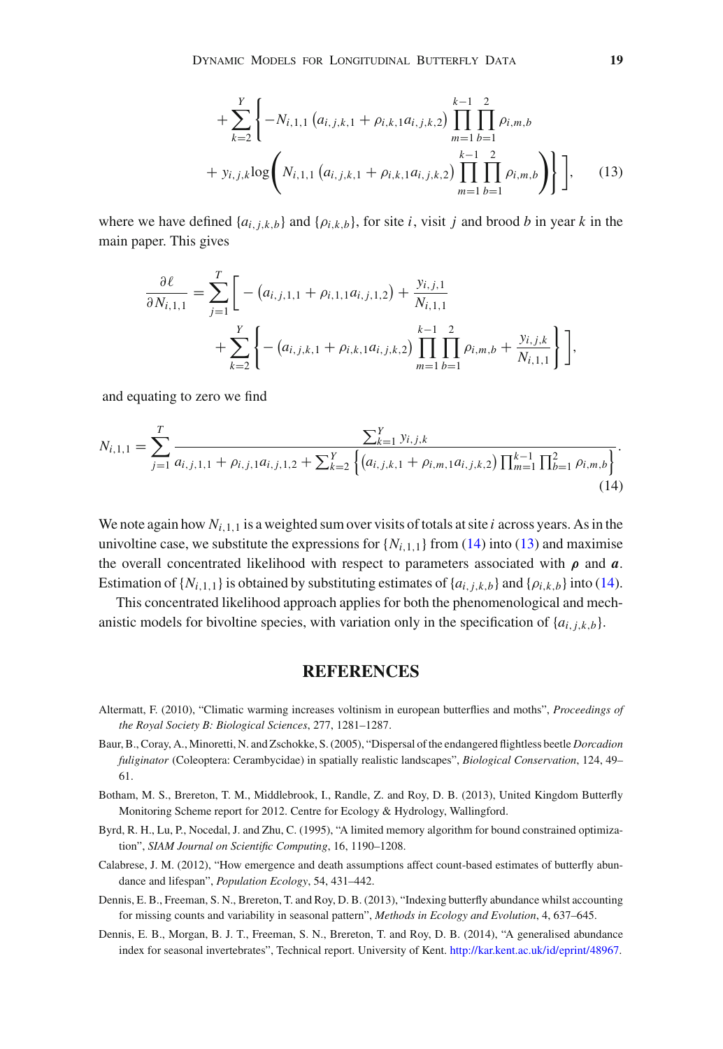$$+\sum_{k=2}^{Y}\left\{-N_{i,1,1}\left(a_{i,j,k,1}+\rho_{i,k,1}a_{i,j,k,2}\right)\prod_{m=1}^{k-1}\prod_{b=1}^{2}\rho_{i,m,b}\right.$$
$$\left.+\, y_{i,j,k}\log\left(N_{i,1,1}\left(a_{i,j,k,1}+\rho_{i,k,1}a_{i,j,k,2}\right)\prod_{m=1}^{k-1}\prod_{b=1}^{2}\rho_{i,m,b}\right)\right\}\Bigg], \quad (13)$$

where we have defined $\{a_{i,j,k,b}\}$ and $\{\rho_{i,k,b}\}$, for site $i$, visit $j$ and brood $b$ in year $k$ in the main paper. This gives

$$\frac{\partial \ell}{\partial N_{i,1,1}} = \sum_{j=1}^{T}\Bigg[-\left(a_{i,j,1,1}+\rho_{i,1,1}a_{i,j,1,2}\right)+\frac{y_{i,j,1}}{N_{i,1,1}}$$
$$+\sum_{k=2}^{Y}\left\{-\left(a_{i,j,k,1}+\rho_{i,k,1}a_{i,j,k,2}\right)\prod_{m=1}^{k-1}\prod_{b=1}^{2}\rho_{i,m,b}+\frac{y_{i,j,k}}{N_{i,1,1}}\right\}\Bigg],$$

and equating to zero we find

$$N_{i,1,1} = \sum_{j=1}^{T}\frac{\sum_{k=1}^{Y} y_{i,j,k}}{a_{i,j,1,1}+\rho_{i,j,1}a_{i,j,1,2}+\sum_{k=2}^{Y}\left\{\left(a_{i,j,k,1}+\rho_{i,m,1}a_{i,j,k,2}\right)\prod_{m=1}^{k-1}\prod_{b=1}^{2}\rho_{i,m,b}\right\}}. \quad (14)$$

We note again how $N_{i,1,1}$ is a weighted sum over visits of totals at site $i$ across years. As in the univoltine case, we substitute the expressions for $\{N_{i,1,1}\}$ from (14) into (13) and maximise the overall concentrated likelihood with respect to parameters associated with $\boldsymbol{\rho}$ and $\boldsymbol{a}$. Estimation of $\{N_{i,1,1}\}$ is obtained by substituting estimates of $\{a_{i,j,k,b}\}$ and $\{\rho_{i,k,b}\}$ into (14).

This concentrated likelihood approach applies for both the phenomenological and mechanistic models for bivoltine species, with variation only in the specification of $\{a_{i,j,k,b}\}$.

## REFERENCES

Altermatt, F. (2010), "Climatic warming increases voltinism in european butterflies and moths", *Proceedings of the Royal Society B: Biological Sciences*, 277, 1281–1287.

Baur, B., Coray, A., Minoretti, N. and Zschokke, S. (2005), "Dispersal of the endangered flightless beetle *Dorcadion fuliginator* (Coleoptera: Cerambycidae) in spatially realistic landscapes", *Biological Conservation*, 124, 49–61.

Botham, M. S., Brereton, T. M., Middlebrook, I., Randle, Z. and Roy, D. B. (2013), United Kingdom Butterfly Monitoring Scheme report for 2012. Centre for Ecology & Hydrology, Wallingford.

Byrd, R. H., Lu, P., Nocedal, J. and Zhu, C. (1995), "A limited memory algorithm for bound constrained optimization", *SIAM Journal on Scientific Computing*, 16, 1190–1208.

Calabrese, J. M. (2012), "How emergence and death assumptions affect count-based estimates of butterfly abundance and lifespan", *Population Ecology*, 54, 431–442.

Dennis, E. B., Freeman, S. N., Brereton, T. and Roy, D. B. (2013), "Indexing butterfly abundance whilst accounting for missing counts and variability in seasonal pattern", *Methods in Ecology and Evolution*, 4, 637–645.

Dennis, E. B., Morgan, B. J. T., Freeman, S. N., Brereton, T. and Roy, D. B. (2014), "A generalised abundance index for seasonal invertebrates", Technical report. University of Kent. http://kar.kent.ac.uk/id/eprint/48967.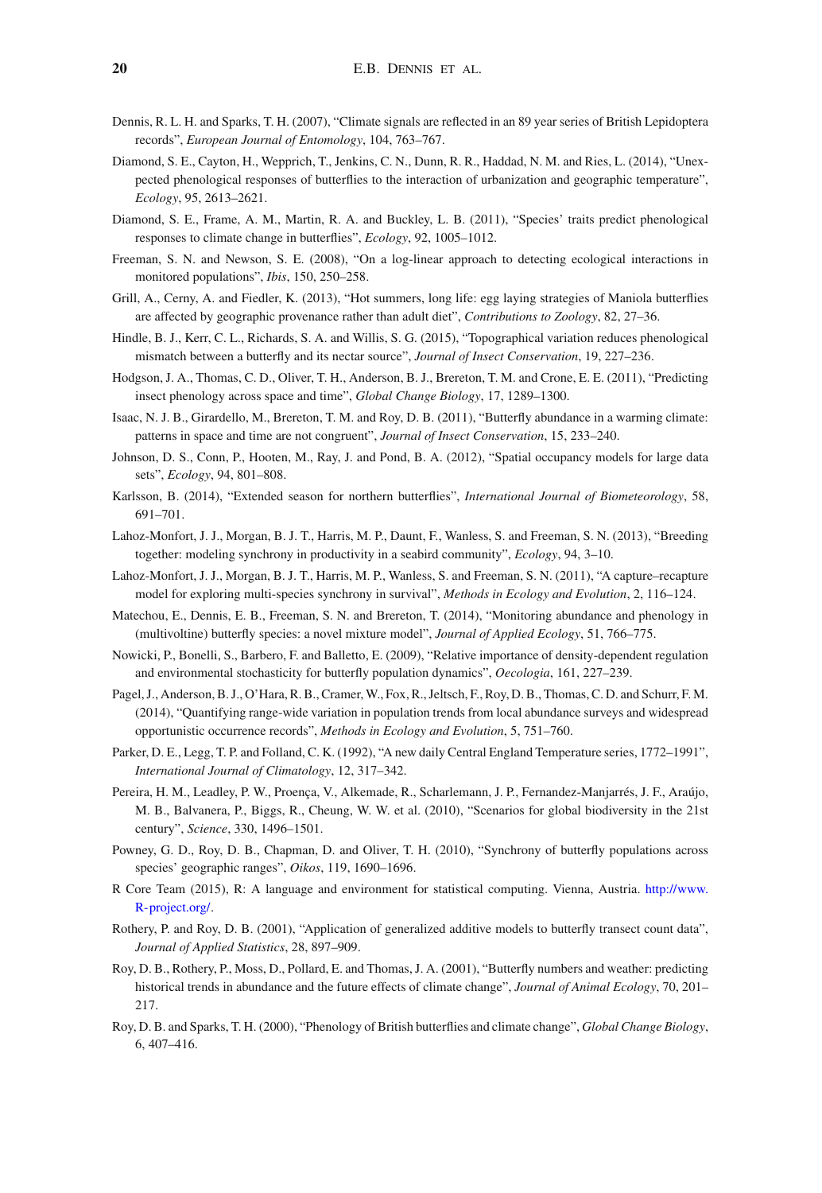Dennis, R. L. H. and Sparks, T. H. (2007), "Climate signals are reflected in an 89 year series of British Lepidoptera records", *European Journal of Entomology*, 104, 763–767.

Diamond, S. E., Cayton, H., Wepprich, T., Jenkins, C. N., Dunn, R. R., Haddad, N. M. and Ries, L. (2014), "Unexpected phenological responses of butterflies to the interaction of urbanization and geographic temperature", *Ecology*, 95, 2613–2621.

Diamond, S. E., Frame, A. M., Martin, R. A. and Buckley, L. B. (2011), "Species' traits predict phenological responses to climate change in butterflies", *Ecology*, 92, 1005–1012.

Freeman, S. N. and Newson, S. E. (2008), "On a log-linear approach to detecting ecological interactions in monitored populations", *Ibis*, 150, 250–258.

Grill, A., Cerny, A. and Fiedler, K. (2013), "Hot summers, long life: egg laying strategies of Maniola butterflies are affected by geographic provenance rather than adult diet", *Contributions to Zoology*, 82, 27–36.

Hindle, B. J., Kerr, C. L., Richards, S. A. and Willis, S. G. (2015), "Topographical variation reduces phenological mismatch between a butterfly and its nectar source", *Journal of Insect Conservation*, 19, 227–236.

Hodgson, J. A., Thomas, C. D., Oliver, T. H., Anderson, B. J., Brereton, T. M. and Crone, E. E. (2011), "Predicting insect phenology across space and time", *Global Change Biology*, 17, 1289–1300.

Isaac, N. J. B., Girardello, M., Brereton, T. M. and Roy, D. B. (2011), "Butterfly abundance in a warming climate: patterns in space and time are not congruent", *Journal of Insect Conservation*, 15, 233–240.

Johnson, D. S., Conn, P., Hooten, M., Ray, J. and Pond, B. A. (2012), "Spatial occupancy models for large data sets", *Ecology*, 94, 801–808.

Karlsson, B. (2014), "Extended season for northern butterflies", *International Journal of Biometeorology*, 58, 691–701.

Lahoz-Monfort, J. J., Morgan, B. J. T., Harris, M. P., Daunt, F., Wanless, S. and Freeman, S. N. (2013), "Breeding together: modeling synchrony in productivity in a seabird community", *Ecology*, 94, 3–10.

Lahoz-Monfort, J. J., Morgan, B. J. T., Harris, M. P., Wanless, S. and Freeman, S. N. (2011), "A capture–recapture model for exploring multi-species synchrony in survival", *Methods in Ecology and Evolution*, 2, 116–124.

Matechou, E., Dennis, E. B., Freeman, S. N. and Brereton, T. (2014), "Monitoring abundance and phenology in (multivoltine) butterfly species: a novel mixture model", *Journal of Applied Ecology*, 51, 766–775.

Nowicki, P., Bonelli, S., Barbero, F. and Balletto, E. (2009), "Relative importance of density-dependent regulation and environmental stochasticity for butterfly population dynamics", *Oecologia*, 161, 227–239.

Pagel, J., Anderson, B. J., O'Hara, R. B., Cramer, W., Fox, R., Jeltsch, F., Roy, D. B., Thomas, C. D. and Schurr, F. M. (2014), "Quantifying range-wide variation in population trends from local abundance surveys and widespread opportunistic occurrence records", *Methods in Ecology and Evolution*, 5, 751–760.

Parker, D. E., Legg, T. P. and Folland, C. K. (1992), "A new daily Central England Temperature series, 1772–1991", *International Journal of Climatology*, 12, 317–342.

Pereira, H. M., Leadley, P. W., Proença, V., Alkemade, R., Scharlemann, J. P., Fernandez-Manjarrés, J. F., Araújo, M. B., Balvanera, P., Biggs, R., Cheung, W. W. et al. (2010), "Scenarios for global biodiversity in the 21st century", *Science*, 330, 1496–1501.

Powney, G. D., Roy, D. B., Chapman, D. and Oliver, T. H. (2010), "Synchrony of butterfly populations across species' geographic ranges", *Oikos*, 119, 1690–1696.

R Core Team (2015), R: A language and environment for statistical computing. Vienna, Austria. http://www.R-project.org/.

Rothery, P. and Roy, D. B. (2001), "Application of generalized additive models to butterfly transect count data", *Journal of Applied Statistics*, 28, 897–909.

Roy, D. B., Rothery, P., Moss, D., Pollard, E. and Thomas, J. A. (2001), "Butterfly numbers and weather: predicting historical trends in abundance and the future effects of climate change", *Journal of Animal Ecology*, 70, 201–217.

Roy, D. B. and Sparks, T. H. (2000), "Phenology of British butterflies and climate change", *Global Change Biology*, 6, 407–416.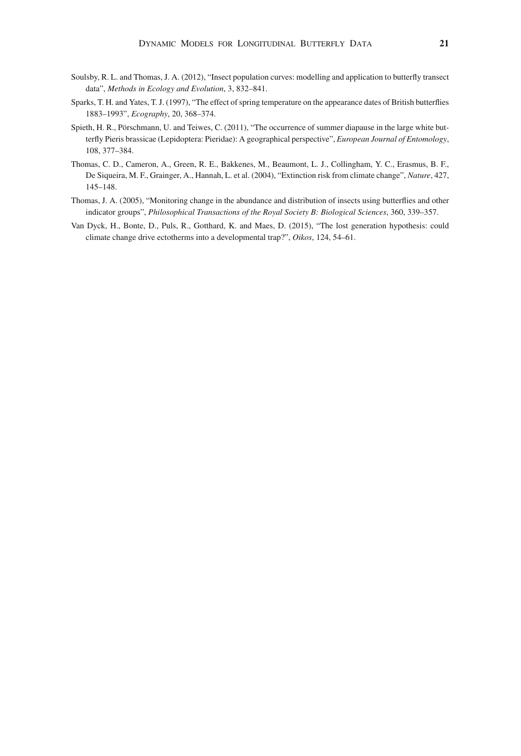Soulsby, R. L. and Thomas, J. A. (2012), "Insect population curves: modelling and application to butterfly transect data", *Methods in Ecology and Evolution*, 3, 832–841.

Sparks, T. H. and Yates, T. J. (1997), "The effect of spring temperature on the appearance dates of British butterflies 1883–1993", *Ecography*, 20, 368–374.

Spieth, H. R., Pörschmann, U. and Teiwes, C. (2011), "The occurrence of summer diapause in the large white butterfly Pieris brassicae (Lepidoptera: Pieridae): A geographical perspective", *European Journal of Entomology*, 108, 377–384.

Thomas, C. D., Cameron, A., Green, R. E., Bakkenes, M., Beaumont, L. J., Collingham, Y. C., Erasmus, B. F., De Siqueira, M. F., Grainger, A., Hannah, L. et al. (2004), "Extinction risk from climate change", *Nature*, 427, 145–148.

Thomas, J. A. (2005), "Monitoring change in the abundance and distribution of insects using butterflies and other indicator groups", *Philosophical Transactions of the Royal Society B: Biological Sciences*, 360, 339–357.

Van Dyck, H., Bonte, D., Puls, R., Gotthard, K. and Maes, D. (2015), "The lost generation hypothesis: could climate change drive ectotherms into a developmental trap?", *Oikos*, 124, 54–61.